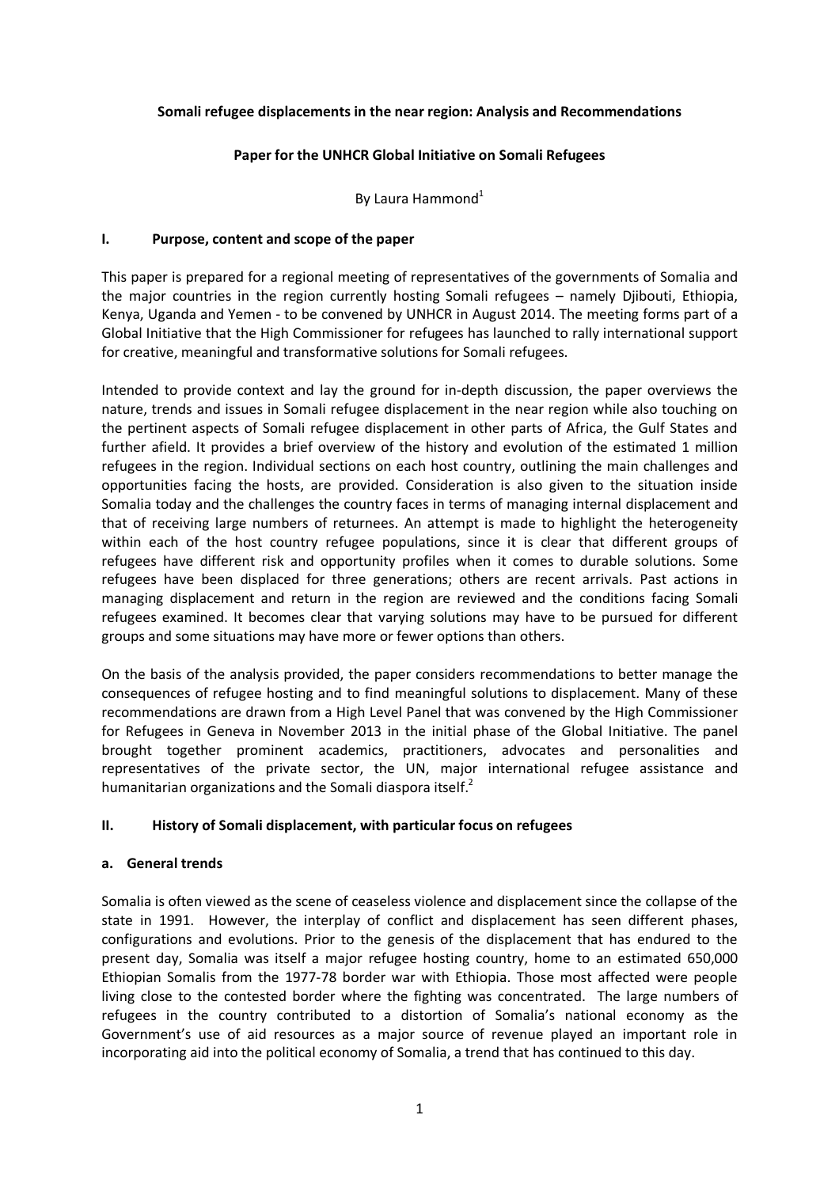**Somali refugee displacements in the near region: Analysis and Recommendations**

**Paper for the UNHCR Global Initiative on Somali Refugees**

By Laura Hammond[1]

## I. Purpose, content and scope of the paper

This paper is prepared for a regional meeting of representatives of the governments of Somalia and the major countries in the region currently hosting Somali refugees – namely Djibouti, Ethiopia, Kenya, Uganda and Yemen - to be convened by UNHCR in August 2014. The meeting forms part of a Global Initiative that the High Commissioner for refugees has launched to rally international support for creative, meaningful and transformative solutions for Somali refugees.

Intended to provide context and lay the ground for in-depth discussion, the paper overviews the nature, trends and issues in Somali refugee displacement in the near region while also touching on the pertinent aspects of Somali refugee displacement in other parts of Africa, the Gulf States and further afield. It provides a brief overview of the history and evolution of the estimated 1 million refugees in the region. Individual sections on each host country, outlining the main challenges and opportunities facing the hosts, are provided. Consideration is also given to the situation inside Somalia today and the challenges the country faces in terms of managing internal displacement and that of receiving large numbers of returnees. An attempt is made to highlight the heterogeneity within each of the host country refugee populations, since it is clear that different groups of refugees have different risk and opportunity profiles when it comes to durable solutions. Some refugees have been displaced for three generations; others are recent arrivals. Past actions in managing displacement and return in the region are reviewed and the conditions facing Somali refugees examined. It becomes clear that varying solutions may have to be pursued for different groups and some situations may have more or fewer options than others.

On the basis of the analysis provided, the paper considers recommendations to better manage the consequences of refugee hosting and to find meaningful solutions to displacement. Many of these recommendations are drawn from a High Level Panel that was convened by the High Commissioner for Refugees in Geneva in November 2013 in the initial phase of the Global Initiative. The panel brought together prominent academics, practitioners, advocates and personalities and representatives of the private sector, the UN, major international refugee assistance and humanitarian organizations and the Somali diaspora itself.[2]

## II. History of Somali displacement, with particular focus on refugees

### a. General trends

Somalia is often viewed as the scene of ceaseless violence and displacement since the collapse of the state in 1991. However, the interplay of conflict and displacement has seen different phases, configurations and evolutions. Prior to the genesis of the displacement that has endured to the present day, Somalia was itself a major refugee hosting country, home to an estimated 650,000 Ethiopian Somalis from the 1977-78 border war with Ethiopia. Those most affected were people living close to the contested border where the fighting was concentrated. The large numbers of refugees in the country contributed to a distortion of Somalia's national economy as the Government's use of aid resources as a major source of revenue played an important role in incorporating aid into the political economy of Somalia, a trend that has continued to this day.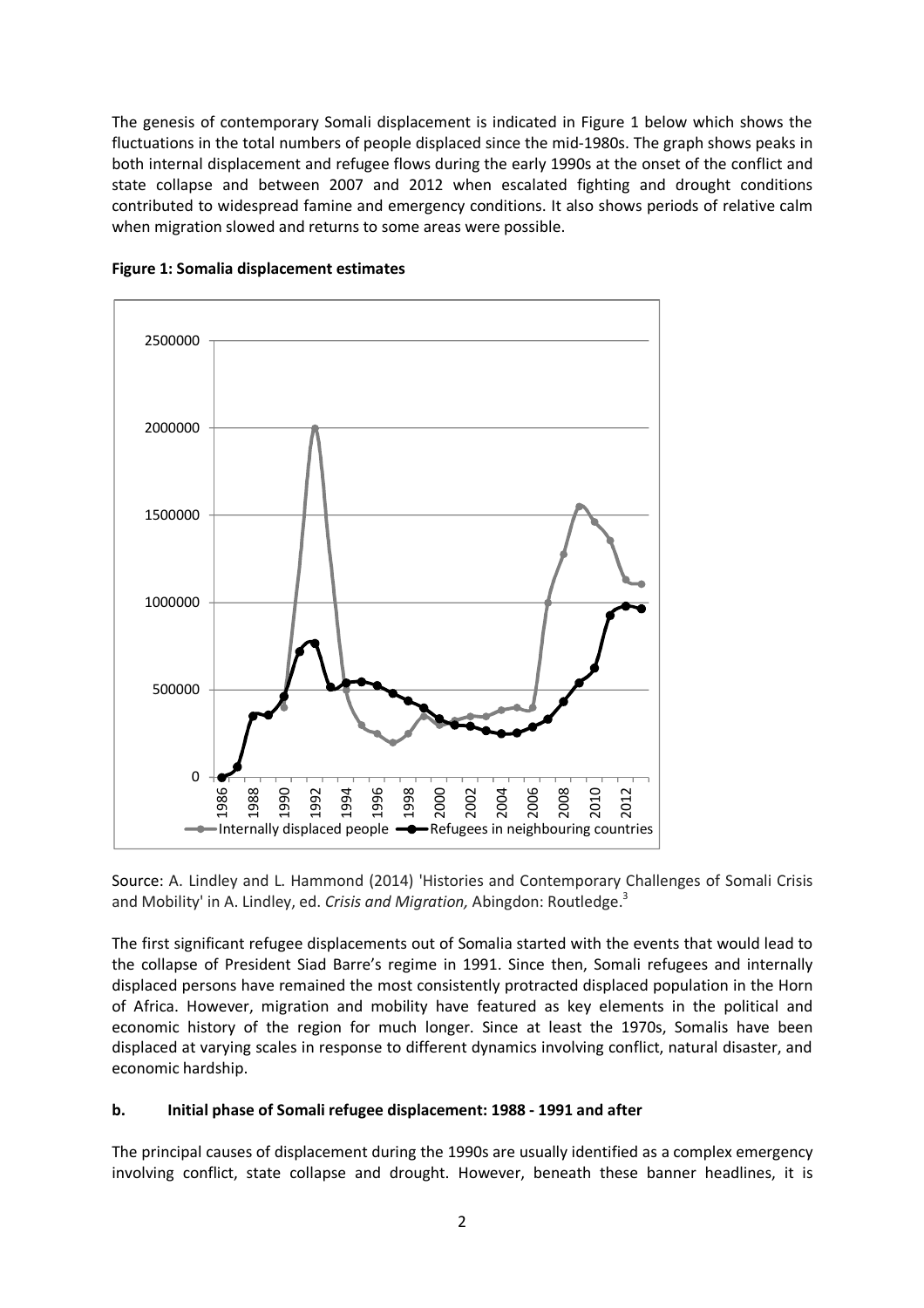The genesis of contemporary Somali displacement is indicated in Figure 1 below which shows the fluctuations in the total numbers of people displaced since the mid-1980s. The graph shows peaks in both internal displacement and refugee flows during the early 1990s at the onset of the conflict and state collapse and between 2007 and 2012 when escalated fighting and drought conditions contributed to widespread famine and emergency conditions. It also shows periods of relative calm when migration slowed and returns to some areas were possible.

**Figure 1: Somalia displacement estimates**

Source: A. Lindley and L. Hammond (2014) 'Histories and Contemporary Challenges of Somali Crisis and Mobility' in A. Lindley, ed. *Crisis and Migration,* Abingdon: Routledge.[3]

The first significant refugee displacements out of Somalia started with the events that would lead to the collapse of President Siad Barre's regime in 1991. Since then, Somali refugees and internally displaced persons have remained the most consistently protracted displaced population in the Horn of Africa. However, migration and mobility have featured as key elements in the political and economic history of the region for much longer. Since at least the 1970s, Somalis have been displaced at varying scales in response to different dynamics involving conflict, natural disaster, and economic hardship.

### b. Initial phase of Somali refugee displacement: 1988 - 1991 and after

The principal causes of displacement during the 1990s are usually identified as a complex emergency involving conflict, state collapse and drought. However, beneath these banner headlines, it is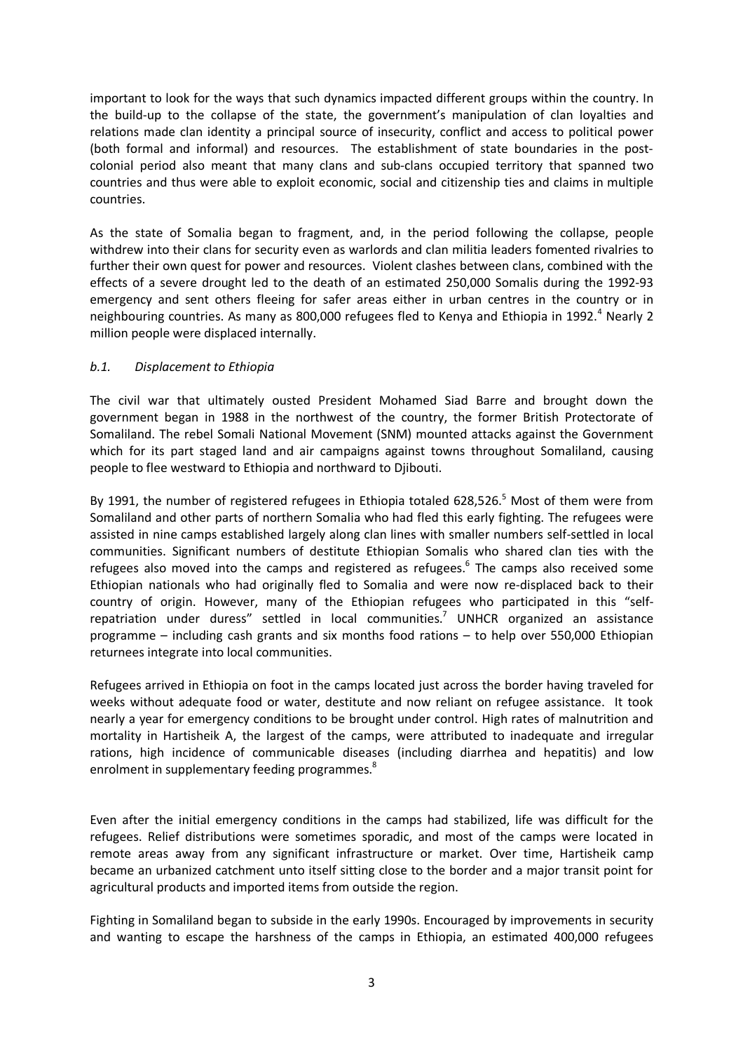important to look for the ways that such dynamics impacted different groups within the country. In the build-up to the collapse of the state, the government's manipulation of clan loyalties and relations made clan identity a principal source of insecurity, conflict and access to political power (both formal and informal) and resources. The establishment of state boundaries in the post-colonial period also meant that many clans and sub-clans occupied territory that spanned two countries and thus were able to exploit economic, social and citizenship ties and claims in multiple countries.

As the state of Somalia began to fragment, and, in the period following the collapse, people withdrew into their clans for security even as warlords and clan militia leaders fomented rivalries to further their own quest for power and resources. Violent clashes between clans, combined with the effects of a severe drought led to the death of an estimated 250,000 Somalis during the 1992-93 emergency and sent others fleeing for safer areas either in urban centres in the country or in neighbouring countries. As many as 800,000 refugees fled to Kenya and Ethiopia in 1992.[4] Nearly 2 million people were displaced internally.

### *b.1. Displacement to Ethiopia*

The civil war that ultimately ousted President Mohamed Siad Barre and brought down the government began in 1988 in the northwest of the country, the former British Protectorate of Somaliland. The rebel Somali National Movement (SNM) mounted attacks against the Government which for its part staged land and air campaigns against towns throughout Somaliland, causing people to flee westward to Ethiopia and northward to Djibouti.

By 1991, the number of registered refugees in Ethiopia totaled 628,526.[5] Most of them were from Somaliland and other parts of northern Somalia who had fled this early fighting. The refugees were assisted in nine camps established largely along clan lines with smaller numbers self-settled in local communities. Significant numbers of destitute Ethiopian Somalis who shared clan ties with the refugees also moved into the camps and registered as refugees.[6] The camps also received some Ethiopian nationals who had originally fled to Somalia and were now re-displaced back to their country of origin. However, many of the Ethiopian refugees who participated in this "self-repatriation under duress" settled in local communities.[7] UNHCR organized an assistance programme – including cash grants and six months food rations – to help over 550,000 Ethiopian returnees integrate into local communities.

Refugees arrived in Ethiopia on foot in the camps located just across the border having traveled for weeks without adequate food or water, destitute and now reliant on refugee assistance. It took nearly a year for emergency conditions to be brought under control. High rates of malnutrition and mortality in Hartisheik A, the largest of the camps, were attributed to inadequate and irregular rations, high incidence of communicable diseases (including diarrhea and hepatitis) and low enrolment in supplementary feeding programmes.[8]

Even after the initial emergency conditions in the camps had stabilized, life was difficult for the refugees. Relief distributions were sometimes sporadic, and most of the camps were located in remote areas away from any significant infrastructure or market. Over time, Hartisheik camp became an urbanized catchment unto itself sitting close to the border and a major transit point for agricultural products and imported items from outside the region.

Fighting in Somaliland began to subside in the early 1990s. Encouraged by improvements in security and wanting to escape the harshness of the camps in Ethiopia, an estimated 400,000 refugees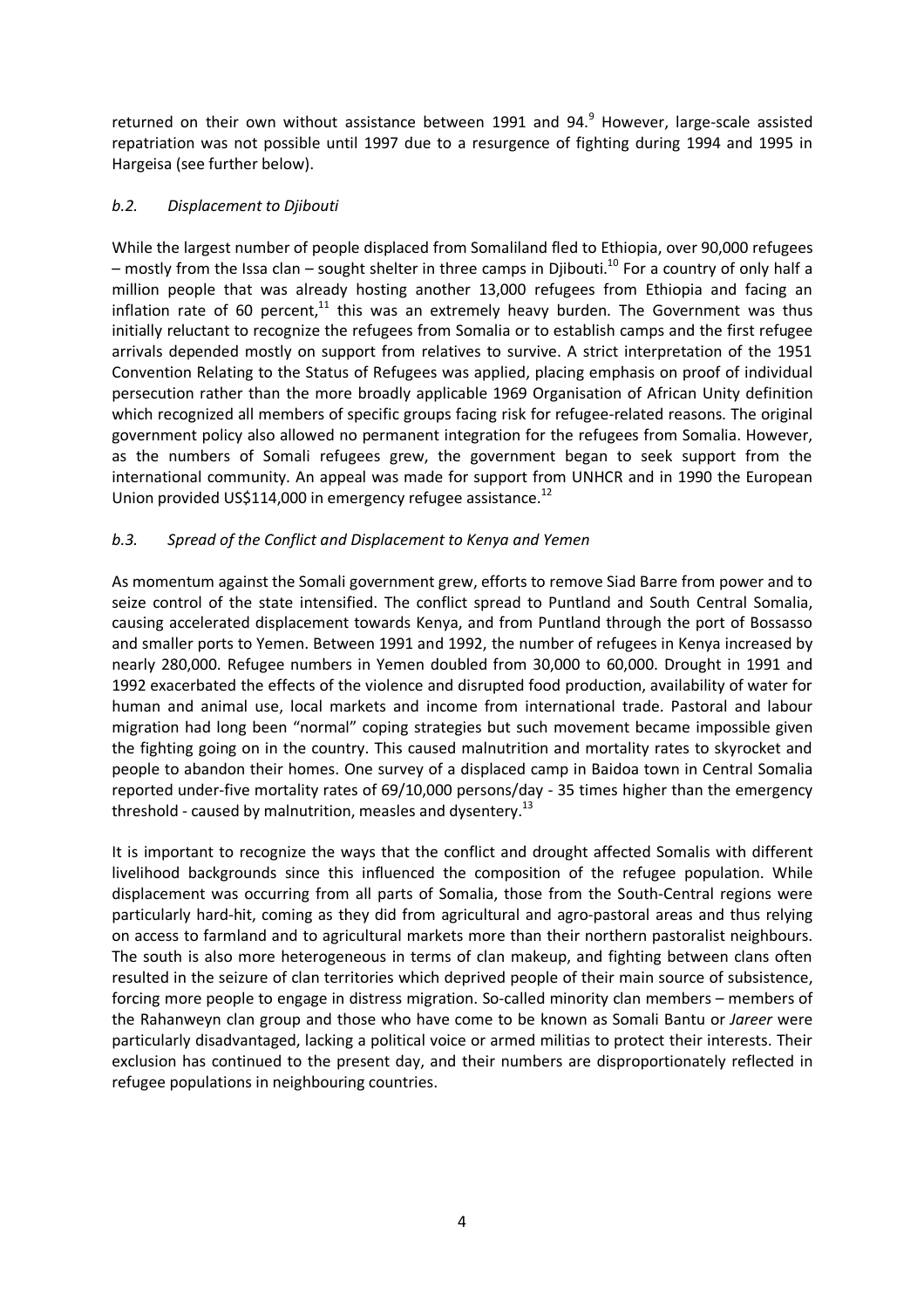returned on their own without assistance between 1991 and 94.[9] However, large-scale assisted repatriation was not possible until 1997 due to a resurgence of fighting during 1994 and 1995 in Hargeisa (see further below).

### *b.2. Displacement to Djibouti*

While the largest number of people displaced from Somaliland fled to Ethiopia, over 90,000 refugees – mostly from the Issa clan – sought shelter in three camps in Djibouti.[10] For a country of only half a million people that was already hosting another 13,000 refugees from Ethiopia and facing an inflation rate of 60 percent,[11] this was an extremely heavy burden. The Government was thus initially reluctant to recognize the refugees from Somalia or to establish camps and the first refugee arrivals depended mostly on support from relatives to survive. A strict interpretation of the 1951 Convention Relating to the Status of Refugees was applied, placing emphasis on proof of individual persecution rather than the more broadly applicable 1969 Organisation of African Unity definition which recognized all members of specific groups facing risk for refugee-related reasons. The original government policy also allowed no permanent integration for the refugees from Somalia. However, as the numbers of Somali refugees grew, the government began to seek support from the international community. An appeal was made for support from UNHCR and in 1990 the European Union provided US$114,000 in emergency refugee assistance.[12]

### *b.3. Spread of the Conflict and Displacement to Kenya and Yemen*

As momentum against the Somali government grew, efforts to remove Siad Barre from power and to seize control of the state intensified. The conflict spread to Puntland and South Central Somalia, causing accelerated displacement towards Kenya, and from Puntland through the port of Bossasso and smaller ports to Yemen. Between 1991 and 1992, the number of refugees in Kenya increased by nearly 280,000. Refugee numbers in Yemen doubled from 30,000 to 60,000. Drought in 1991 and 1992 exacerbated the effects of the violence and disrupted food production, availability of water for human and animal use, local markets and income from international trade. Pastoral and labour migration had long been "normal" coping strategies but such movement became impossible given the fighting going on in the country. This caused malnutrition and mortality rates to skyrocket and people to abandon their homes. One survey of a displaced camp in Baidoa town in Central Somalia reported under-five mortality rates of 69/10,000 persons/day - 35 times higher than the emergency threshold - caused by malnutrition, measles and dysentery.[13]

It is important to recognize the ways that the conflict and drought affected Somalis with different livelihood backgrounds since this influenced the composition of the refugee population. While displacement was occurring from all parts of Somalia, those from the South-Central regions were particularly hard-hit, coming as they did from agricultural and agro-pastoral areas and thus relying on access to farmland and to agricultural markets more than their northern pastoralist neighbours. The south is also more heterogeneous in terms of clan makeup, and fighting between clans often resulted in the seizure of clan territories which deprived people of their main source of subsistence, forcing more people to engage in distress migration. So-called minority clan members – members of the Rahanweyn clan group and those who have come to be known as Somali Bantu or *Jareer* were particularly disadvantaged, lacking a political voice or armed militias to protect their interests. Their exclusion has continued to the present day, and their numbers are disproportionately reflected in refugee populations in neighbouring countries.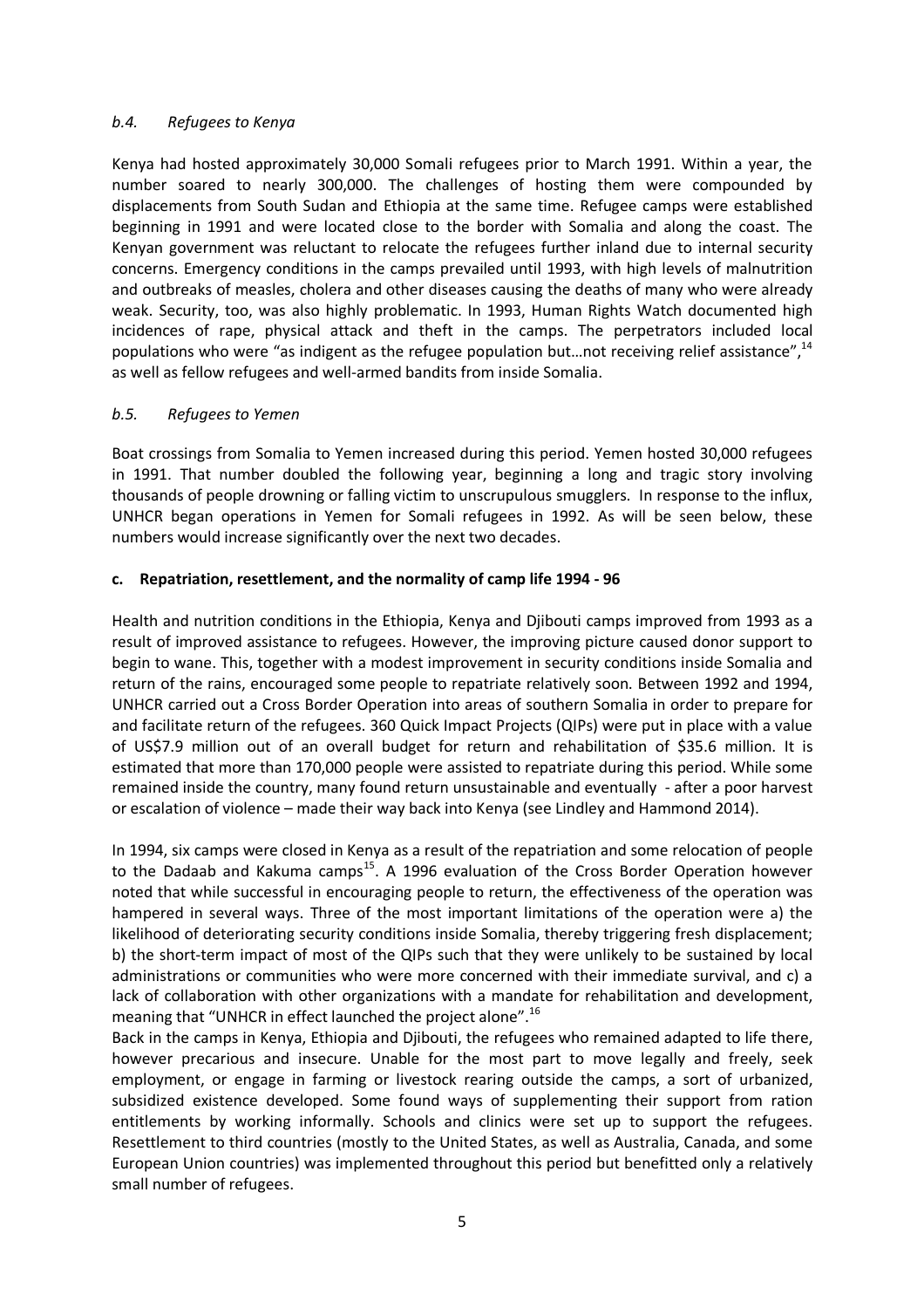### *b.4. Refugees to Kenya*

Kenya had hosted approximately 30,000 Somali refugees prior to March 1991. Within a year, the number soared to nearly 300,000. The challenges of hosting them were compounded by displacements from South Sudan and Ethiopia at the same time. Refugee camps were established beginning in 1991 and were located close to the border with Somalia and along the coast. The Kenyan government was reluctant to relocate the refugees further inland due to internal security concerns. Emergency conditions in the camps prevailed until 1993, with high levels of malnutrition and outbreaks of measles, cholera and other diseases causing the deaths of many who were already weak. Security, too, was also highly problematic. In 1993, Human Rights Watch documented high incidences of rape, physical attack and theft in the camps. The perpetrators included local populations who were "as indigent as the refugee population but…not receiving relief assistance",[14] as well as fellow refugees and well-armed bandits from inside Somalia.

### *b.5. Refugees to Yemen*

Boat crossings from Somalia to Yemen increased during this period. Yemen hosted 30,000 refugees in 1991. That number doubled the following year, beginning a long and tragic story involving thousands of people drowning or falling victim to unscrupulous smugglers. In response to the influx, UNHCR began operations in Yemen for Somali refugees in 1992. As will be seen below, these numbers would increase significantly over the next two decades.

### **c. Repatriation, resettlement, and the normality of camp life 1994 - 96**

Health and nutrition conditions in the Ethiopia, Kenya and Djibouti camps improved from 1993 as a result of improved assistance to refugees. However, the improving picture caused donor support to begin to wane. This, together with a modest improvement in security conditions inside Somalia and return of the rains, encouraged some people to repatriate relatively soon. Between 1992 and 1994, UNHCR carried out a Cross Border Operation into areas of southern Somalia in order to prepare for and facilitate return of the refugees. 360 Quick Impact Projects (QIPs) were put in place with a value of US$7.9 million out of an overall budget for return and rehabilitation of $35.6 million. It is estimated that more than 170,000 people were assisted to repatriate during this period. While some remained inside the country, many found return unsustainable and eventually - after a poor harvest or escalation of violence – made their way back into Kenya (see Lindley and Hammond 2014).

In 1994, six camps were closed in Kenya as a result of the repatriation and some relocation of people to the Dadaab and Kakuma camps[15]. A 1996 evaluation of the Cross Border Operation however noted that while successful in encouraging people to return, the effectiveness of the operation was hampered in several ways. Three of the most important limitations of the operation were a) the likelihood of deteriorating security conditions inside Somalia, thereby triggering fresh displacement; b) the short-term impact of most of the QIPs such that they were unlikely to be sustained by local administrations or communities who were more concerned with their immediate survival, and c) a lack of collaboration with other organizations with a mandate for rehabilitation and development, meaning that "UNHCR in effect launched the project alone".[16]

Back in the camps in Kenya, Ethiopia and Djibouti, the refugees who remained adapted to life there, however precarious and insecure. Unable for the most part to move legally and freely, seek employment, or engage in farming or livestock rearing outside the camps, a sort of urbanized, subsidized existence developed. Some found ways of supplementing their support from ration entitlements by working informally. Schools and clinics were set up to support the refugees. Resettlement to third countries (mostly to the United States, as well as Australia, Canada, and some European Union countries) was implemented throughout this period but benefitted only a relatively small number of refugees.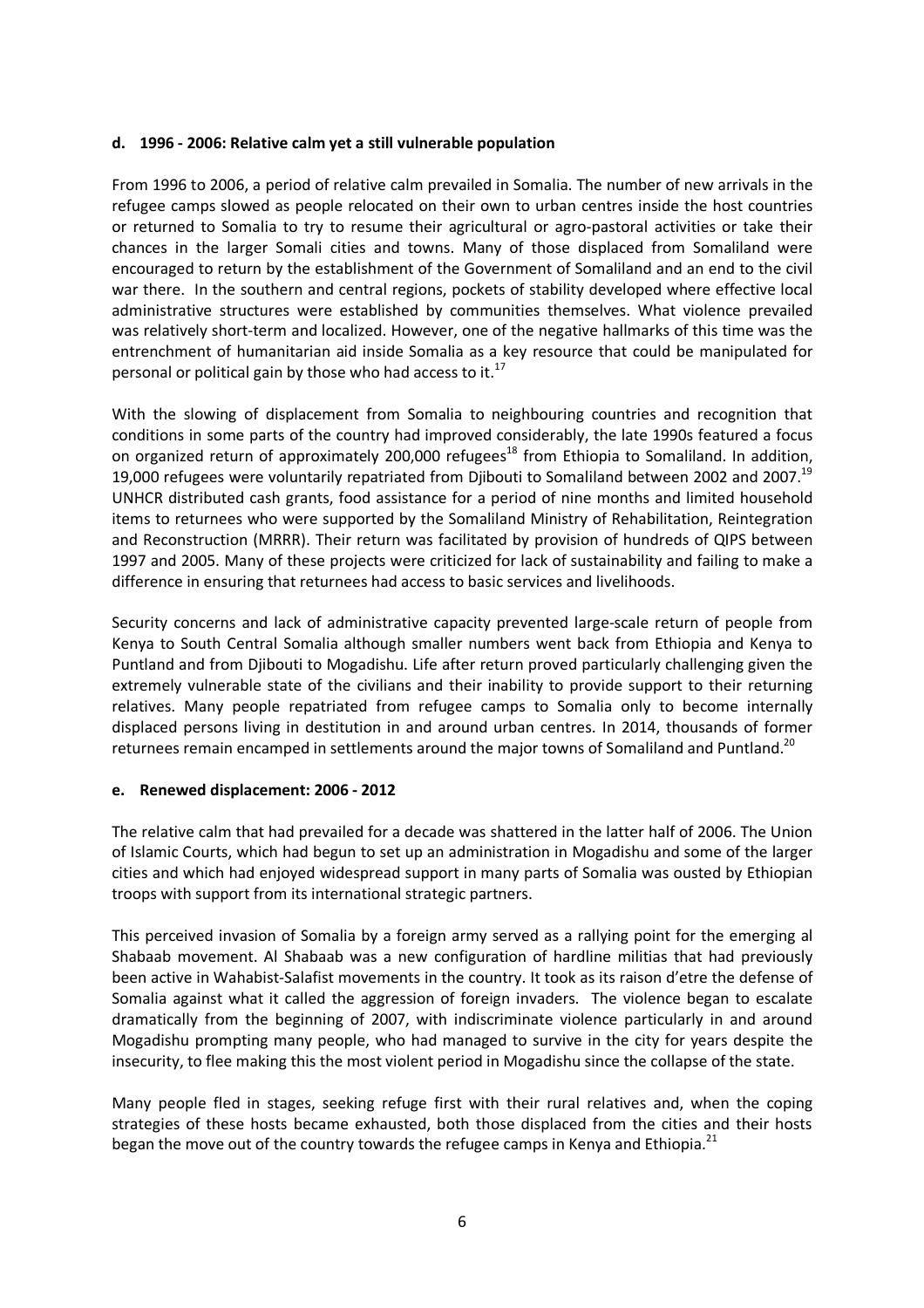### d. 1996 - 2006: Relative calm yet a still vulnerable population

From 1996 to 2006, a period of relative calm prevailed in Somalia. The number of new arrivals in the refugee camps slowed as people relocated on their own to urban centres inside the host countries or returned to Somalia to try to resume their agricultural or agro-pastoral activities or take their chances in the larger Somali cities and towns. Many of those displaced from Somaliland were encouraged to return by the establishment of the Government of Somaliland and an end to the civil war there. In the southern and central regions, pockets of stability developed where effective local administrative structures were established by communities themselves. What violence prevailed was relatively short-term and localized. However, one of the negative hallmarks of this time was the entrenchment of humanitarian aid inside Somalia as a key resource that could be manipulated for personal or political gain by those who had access to it.[17]

With the slowing of displacement from Somalia to neighbouring countries and recognition that conditions in some parts of the country had improved considerably, the late 1990s featured a focus on organized return of approximately 200,000 refugees[18] from Ethiopia to Somaliland. In addition, 19,000 refugees were voluntarily repatriated from Djibouti to Somaliland between 2002 and 2007.[19] UNHCR distributed cash grants, food assistance for a period of nine months and limited household items to returnees who were supported by the Somaliland Ministry of Rehabilitation, Reintegration and Reconstruction (MRRR). Their return was facilitated by provision of hundreds of QIPS between 1997 and 2005. Many of these projects were criticized for lack of sustainability and failing to make a difference in ensuring that returnees had access to basic services and livelihoods.

Security concerns and lack of administrative capacity prevented large-scale return of people from Kenya to South Central Somalia although smaller numbers went back from Ethiopia and Kenya to Puntland and from Djibouti to Mogadishu. Life after return proved particularly challenging given the extremely vulnerable state of the civilians and their inability to provide support to their returning relatives. Many people repatriated from refugee camps to Somalia only to become internally displaced persons living in destitution in and around urban centres. In 2014, thousands of former returnees remain encamped in settlements around the major towns of Somaliland and Puntland.[20]

### e. Renewed displacement: 2006 - 2012

The relative calm that had prevailed for a decade was shattered in the latter half of 2006. The Union of Islamic Courts, which had begun to set up an administration in Mogadishu and some of the larger cities and which had enjoyed widespread support in many parts of Somalia was ousted by Ethiopian troops with support from its international strategic partners.

This perceived invasion of Somalia by a foreign army served as a rallying point for the emerging al Shabaab movement. Al Shabaab was a new configuration of hardline militias that had previously been active in Wahabist-Salafist movements in the country. It took as its raison d'etre the defense of Somalia against what it called the aggression of foreign invaders. The violence began to escalate dramatically from the beginning of 2007, with indiscriminate violence particularly in and around Mogadishu prompting many people, who had managed to survive in the city for years despite the insecurity, to flee making this the most violent period in Mogadishu since the collapse of the state.

Many people fled in stages, seeking refuge first with their rural relatives and, when the coping strategies of these hosts became exhausted, both those displaced from the cities and their hosts began the move out of the country towards the refugee camps in Kenya and Ethiopia.[21]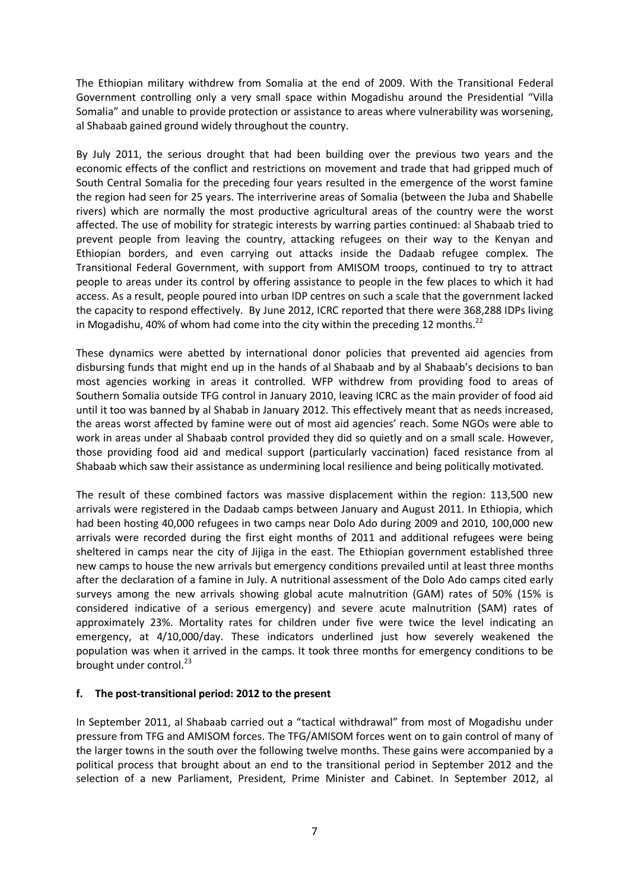The Ethiopian military withdrew from Somalia at the end of 2009. With the Transitional Federal Government controlling only a very small space within Mogadishu around the Presidential "Villa Somalia" and unable to provide protection or assistance to areas where vulnerability was worsening, al Shabaab gained ground widely throughout the country.

By July 2011, the serious drought that had been building over the previous two years and the economic effects of the conflict and restrictions on movement and trade that had gripped much of South Central Somalia for the preceding four years resulted in the emergence of the worst famine the region had seen for 25 years. The interriverine areas of Somalia (between the Juba and Shabelle rivers) which are normally the most productive agricultural areas of the country were the worst affected. The use of mobility for strategic interests by warring parties continued: al Shabaab tried to prevent people from leaving the country, attacking refugees on their way to the Kenyan and Ethiopian borders, and even carrying out attacks inside the Dadaab refugee complex. The Transitional Federal Government, with support from AMISOM troops, continued to try to attract people to areas under its control by offering assistance to people in the few places to which it had access. As a result, people poured into urban IDP centres on such a scale that the government lacked the capacity to respond effectively. By June 2012, ICRC reported that there were 368,288 IDPs living in Mogadishu, 40% of whom had come into the city within the preceding 12 months.[22]

These dynamics were abetted by international donor policies that prevented aid agencies from disbursing funds that might end up in the hands of al Shabaab and by al Shabaab's decisions to ban most agencies working in areas it controlled. WFP withdrew from providing food to areas of Southern Somalia outside TFG control in January 2010, leaving ICRC as the main provider of food aid until it too was banned by al Shabab in January 2012. This effectively meant that as needs increased, the areas worst affected by famine were out of most aid agencies' reach. Some NGOs were able to work in areas under al Shabaab control provided they did so quietly and on a small scale. However, those providing food aid and medical support (particularly vaccination) faced resistance from al Shabaab which saw their assistance as undermining local resilience and being politically motivated.

The result of these combined factors was massive displacement within the region: 113,500 new arrivals were registered in the Dadaab camps between January and August 2011. In Ethiopia, which had been hosting 40,000 refugees in two camps near Dolo Ado during 2009 and 2010, 100,000 new arrivals were recorded during the first eight months of 2011 and additional refugees were being sheltered in camps near the city of Jijiga in the east. The Ethiopian government established three new camps to house the new arrivals but emergency conditions prevailed until at least three months after the declaration of a famine in July. A nutritional assessment of the Dolo Ado camps cited early surveys among the new arrivals showing global acute malnutrition (GAM) rates of 50% (15% is considered indicative of a serious emergency) and severe acute malnutrition (SAM) rates of approximately 23%. Mortality rates for children under five were twice the level indicating an emergency, at 4/10,000/day. These indicators underlined just how severely weakened the population was when it arrived in the camps. It took three months for emergency conditions to be brought under control.[23]

### f. The post-transitional period: 2012 to the present

In September 2011, al Shabaab carried out a "tactical withdrawal" from most of Mogadishu under pressure from TFG and AMISOM forces. The TFG/AMISOM forces went on to gain control of many of the larger towns in the south over the following twelve months. These gains were accompanied by a political process that brought about an end to the transitional period in September 2012 and the selection of a new Parliament, President, Prime Minister and Cabinet. In September 2012, al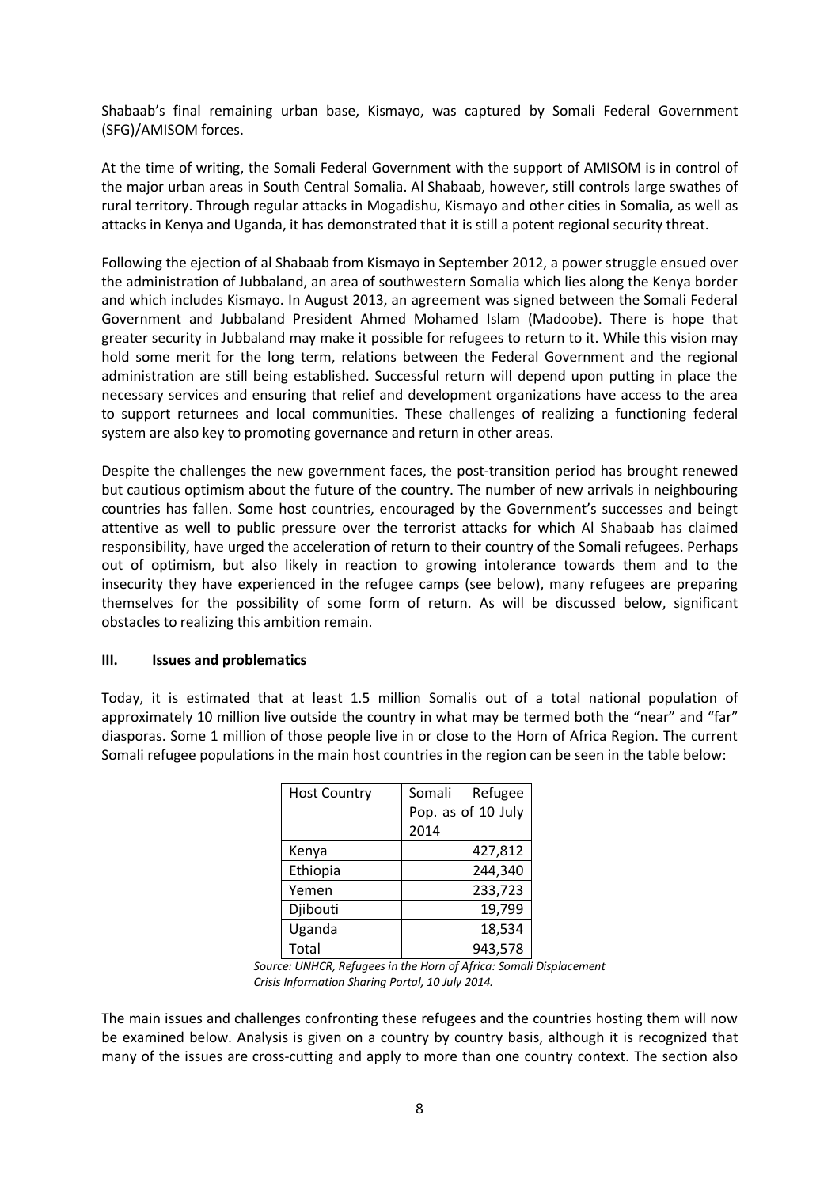Shabaab's final remaining urban base, Kismayo, was captured by Somali Federal Government (SFG)/AMISOM forces.

At the time of writing, the Somali Federal Government with the support of AMISOM is in control of the major urban areas in South Central Somalia. Al Shabaab, however, still controls large swathes of rural territory. Through regular attacks in Mogadishu, Kismayo and other cities in Somalia, as well as attacks in Kenya and Uganda, it has demonstrated that it is still a potent regional security threat.

Following the ejection of al Shabaab from Kismayo in September 2012, a power struggle ensued over the administration of Jubbaland, an area of southwestern Somalia which lies along the Kenya border and which includes Kismayo. In August 2013, an agreement was signed between the Somali Federal Government and Jubbaland President Ahmed Mohamed Islam (Madoobe). There is hope that greater security in Jubbaland may make it possible for refugees to return to it. While this vision may hold some merit for the long term, relations between the Federal Government and the regional administration are still being established. Successful return will depend upon putting in place the necessary services and ensuring that relief and development organizations have access to the area to support returnees and local communities. These challenges of realizing a functioning federal system are also key to promoting governance and return in other areas.

Despite the challenges the new government faces, the post-transition period has brought renewed but cautious optimism about the future of the country. The number of new arrivals in neighbouring countries has fallen. Some host countries, encouraged by the Government's successes and beingt attentive as well to public pressure over the terrorist attacks for which Al Shabaab has claimed responsibility, have urged the acceleration of return to their country of the Somali refugees. Perhaps out of optimism, but also likely in reaction to growing intolerance towards them and to the insecurity they have experienced in the refugee camps (see below), many refugees are preparing themselves for the possibility of some form of return. As will be discussed below, significant obstacles to realizing this ambition remain.

## III. Issues and problematics

Today, it is estimated that at least 1.5 million Somalis out of a total national population of approximately 10 million live outside the country in what may be termed both the "near" and "far" diasporas. Some 1 million of those people live in or close to the Horn of Africa Region. The current Somali refugee populations in the main host countries in the region can be seen in the table below:

| Host Country | Somali Refugee Pop. as of 10 July 2014 |
|---|---:|
| Kenya | 427,812 |
| Ethiopia | 244,340 |
| Yemen | 233,723 |
| Djibouti | 19,799 |
| Uganda | 18,534 |
| Total | 943,578 |

*Source: UNHCR, Refugees in the Horn of Africa: Somali Displacement Crisis Information Sharing Portal, 10 July 2014.*

The main issues and challenges confronting these refugees and the countries hosting them will now be examined below. Analysis is given on a country by country basis, although it is recognized that many of the issues are cross-cutting and apply to more than one country context. The section also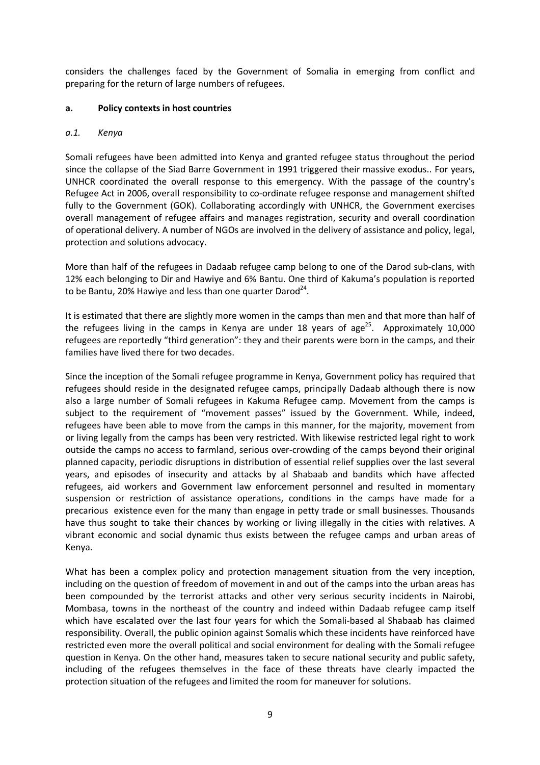considers the challenges faced by the Government of Somalia in emerging from conflict and preparing for the return of large numbers of refugees.

### a. Policy contexts in host countries

#### *a.1. Kenya*

Somali refugees have been admitted into Kenya and granted refugee status throughout the period since the collapse of the Siad Barre Government in 1991 triggered their massive exodus.. For years, UNHCR coordinated the overall response to this emergency. With the passage of the country's Refugee Act in 2006, overall responsibility to co-ordinate refugee response and management shifted fully to the Government (GOK). Collaborating accordingly with UNHCR, the Government exercises overall management of refugee affairs and manages registration, security and overall coordination of operational delivery. A number of NGOs are involved in the delivery of assistance and policy, legal, protection and solutions advocacy.

More than half of the refugees in Dadaab refugee camp belong to one of the Darod sub-clans, with 12% each belonging to Dir and Hawiye and 6% Bantu. One third of Kakuma's population is reported to be Bantu, 20% Hawiye and less than one quarter Darod[24].

It is estimated that there are slightly more women in the camps than men and that more than half of the refugees living in the camps in Kenya are under 18 years of age[25]. Approximately 10,000 refugees are reportedly "third generation": they and their parents were born in the camps, and their families have lived there for two decades.

Since the inception of the Somali refugee programme in Kenya, Government policy has required that refugees should reside in the designated refugee camps, principally Dadaab although there is now also a large number of Somali refugees in Kakuma Refugee camp. Movement from the camps is subject to the requirement of "movement passes" issued by the Government. While, indeed, refugees have been able to move from the camps in this manner, for the majority, movement from or living legally from the camps has been very restricted. With likewise restricted legal right to work outside the camps no access to farmland, serious over-crowding of the camps beyond their original planned capacity, periodic disruptions in distribution of essential relief supplies over the last several years, and episodes of insecurity and attacks by al Shabaab and bandits which have affected refugees, aid workers and Government law enforcement personnel and resulted in momentary suspension or restriction of assistance operations, conditions in the camps have made for a precarious existence even for the many than engage in petty trade or small businesses. Thousands have thus sought to take their chances by working or living illegally in the cities with relatives. A vibrant economic and social dynamic thus exists between the refugee camps and urban areas of Kenya.

What has been a complex policy and protection management situation from the very inception, including on the question of freedom of movement in and out of the camps into the urban areas has been compounded by the terrorist attacks and other very serious security incidents in Nairobi, Mombasa, towns in the northeast of the country and indeed within Dadaab refugee camp itself which have escalated over the last four years for which the Somali-based al Shabaab has claimed responsibility. Overall, the public opinion against Somalis which these incidents have reinforced have restricted even more the overall political and social environment for dealing with the Somali refugee question in Kenya. On the other hand, measures taken to secure national security and public safety, including of the refugees themselves in the face of these threats have clearly impacted the protection situation of the refugees and limited the room for maneuver for solutions.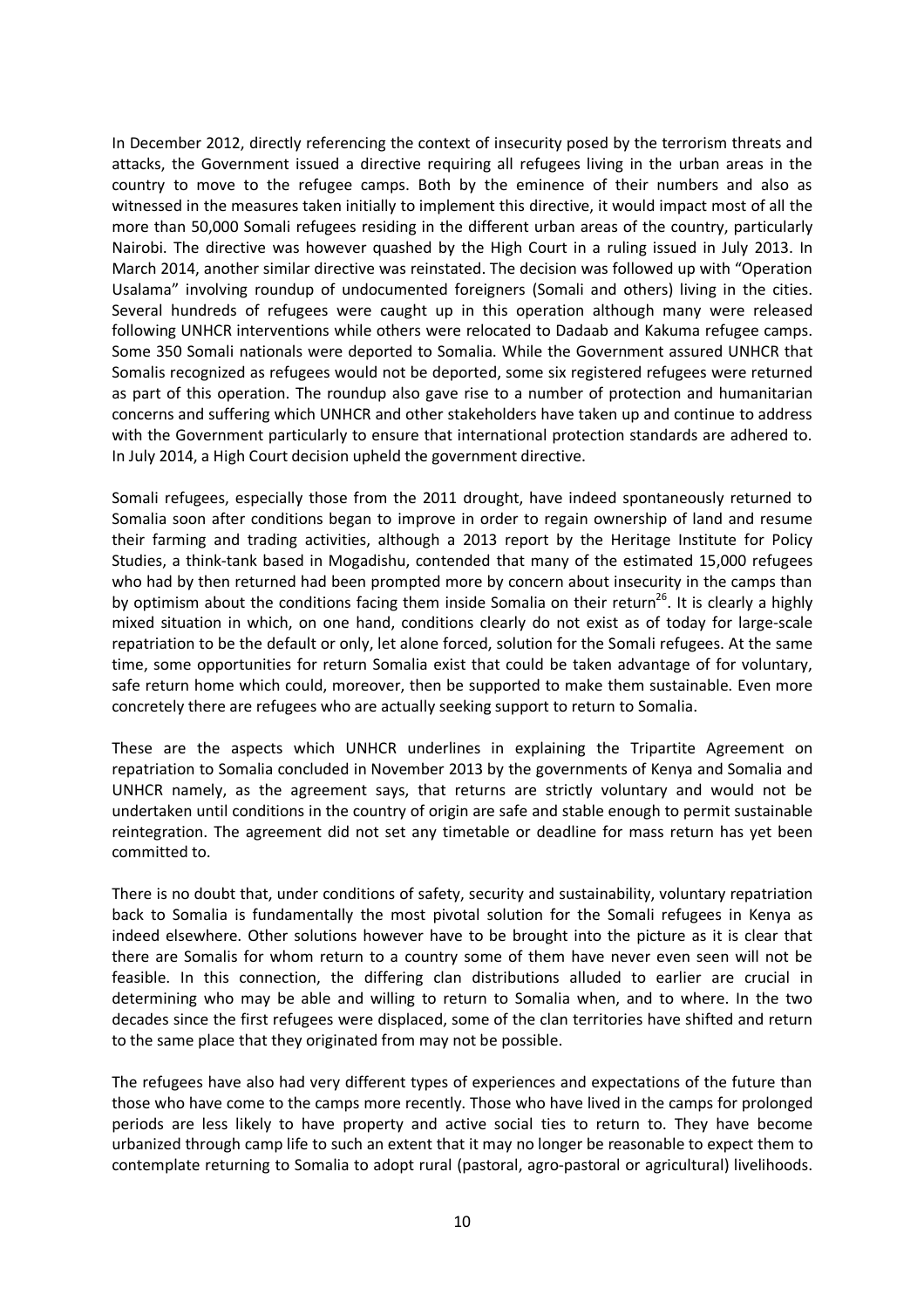In December 2012, directly referencing the context of insecurity posed by the terrorism threats and attacks, the Government issued a directive requiring all refugees living in the urban areas in the country to move to the refugee camps. Both by the eminence of their numbers and also as witnessed in the measures taken initially to implement this directive, it would impact most of all the more than 50,000 Somali refugees residing in the different urban areas of the country, particularly Nairobi. The directive was however quashed by the High Court in a ruling issued in July 2013. In March 2014, another similar directive was reinstated. The decision was followed up with "Operation Usalama" involving roundup of undocumented foreigners (Somali and others) living in the cities. Several hundreds of refugees were caught up in this operation although many were released following UNHCR interventions while others were relocated to Dadaab and Kakuma refugee camps. Some 350 Somali nationals were deported to Somalia. While the Government assured UNHCR that Somalis recognized as refugees would not be deported, some six registered refugees were returned as part of this operation. The roundup also gave rise to a number of protection and humanitarian concerns and suffering which UNHCR and other stakeholders have taken up and continue to address with the Government particularly to ensure that international protection standards are adhered to. In July 2014, a High Court decision upheld the government directive.

Somali refugees, especially those from the 2011 drought, have indeed spontaneously returned to Somalia soon after conditions began to improve in order to regain ownership of land and resume their farming and trading activities, although a 2013 report by the Heritage Institute for Policy Studies, a think-tank based in Mogadishu, contended that many of the estimated 15,000 refugees who had by then returned had been prompted more by concern about insecurity in the camps than by optimism about the conditions facing them inside Somalia on their return[26]. It is clearly a highly mixed situation in which, on one hand, conditions clearly do not exist as of today for large-scale repatriation to be the default or only, let alone forced, solution for the Somali refugees. At the same time, some opportunities for return Somalia exist that could be taken advantage of for voluntary, safe return home which could, moreover, then be supported to make them sustainable. Even more concretely there are refugees who are actually seeking support to return to Somalia.

These are the aspects which UNHCR underlines in explaining the Tripartite Agreement on repatriation to Somalia concluded in November 2013 by the governments of Kenya and Somalia and UNHCR namely, as the agreement says, that returns are strictly voluntary and would not be undertaken until conditions in the country of origin are safe and stable enough to permit sustainable reintegration. The agreement did not set any timetable or deadline for mass return has yet been committed to.

There is no doubt that, under conditions of safety, security and sustainability, voluntary repatriation back to Somalia is fundamentally the most pivotal solution for the Somali refugees in Kenya as indeed elsewhere. Other solutions however have to be brought into the picture as it is clear that there are Somalis for whom return to a country some of them have never even seen will not be feasible. In this connection, the differing clan distributions alluded to earlier are crucial in determining who may be able and willing to return to Somalia when, and to where. In the two decades since the first refugees were displaced, some of the clan territories have shifted and return to the same place that they originated from may not be possible.

The refugees have also had very different types of experiences and expectations of the future than those who have come to the camps more recently. Those who have lived in the camps for prolonged periods are less likely to have property and active social ties to return to. They have become urbanized through camp life to such an extent that it may no longer be reasonable to expect them to contemplate returning to Somalia to adopt rural (pastoral, agro-pastoral or agricultural) livelihoods.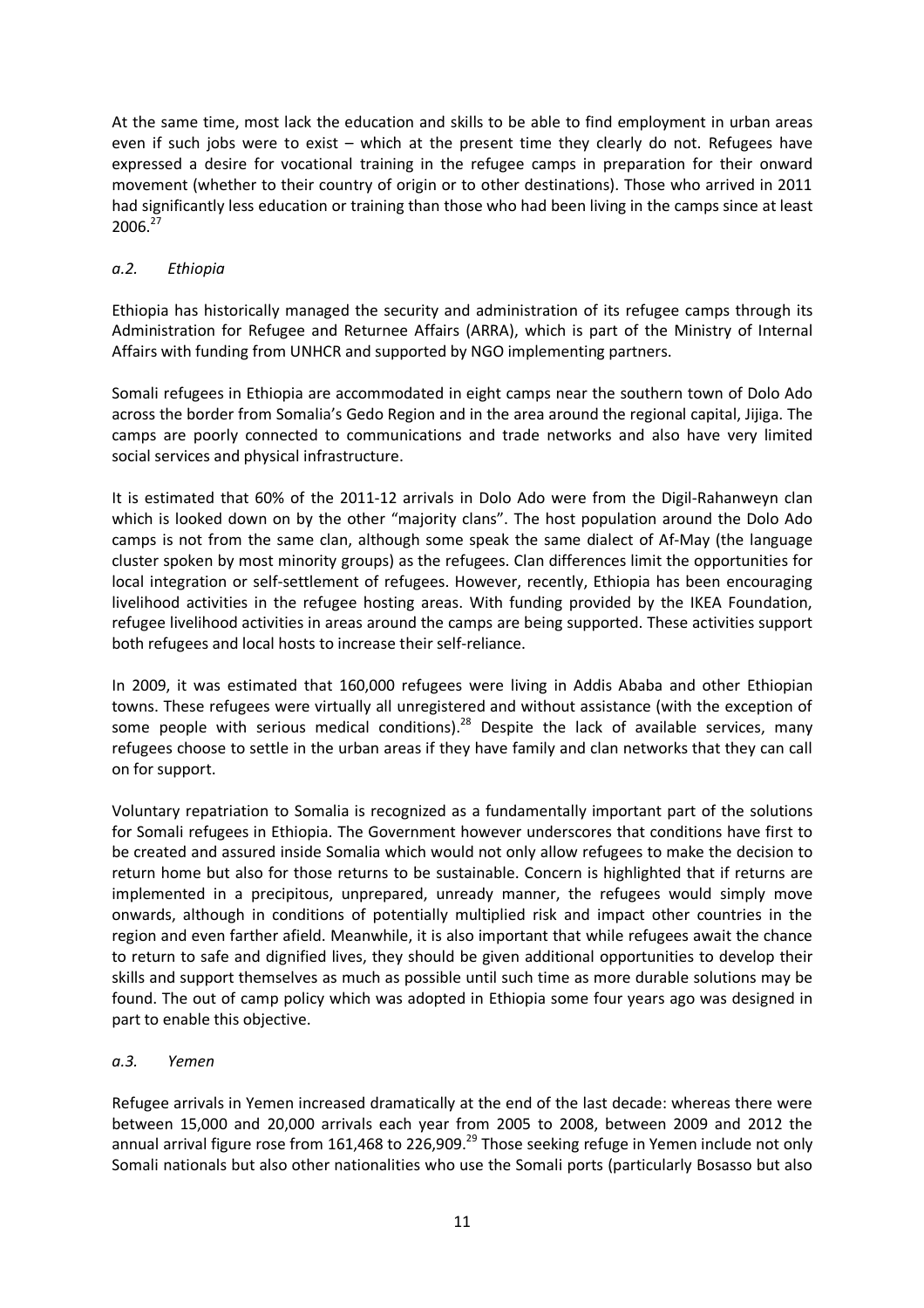At the same time, most lack the education and skills to be able to find employment in urban areas even if such jobs were to exist – which at the present time they clearly do not. Refugees have expressed a desire for vocational training in the refugee camps in preparation for their onward movement (whether to their country of origin or to other destinations). Those who arrived in 2011 had significantly less education or training than those who had been living in the camps since at least 2006.[27]

### *a.2. Ethiopia*

Ethiopia has historically managed the security and administration of its refugee camps through its Administration for Refugee and Returnee Affairs (ARRA), which is part of the Ministry of Internal Affairs with funding from UNHCR and supported by NGO implementing partners.

Somali refugees in Ethiopia are accommodated in eight camps near the southern town of Dolo Ado across the border from Somalia's Gedo Region and in the area around the regional capital, Jijiga. The camps are poorly connected to communications and trade networks and also have very limited social services and physical infrastructure.

It is estimated that 60% of the 2011-12 arrivals in Dolo Ado were from the Digil-Rahanweyn clan which is looked down on by the other "majority clans". The host population around the Dolo Ado camps is not from the same clan, although some speak the same dialect of Af-May (the language cluster spoken by most minority groups) as the refugees. Clan differences limit the opportunities for local integration or self-settlement of refugees. However, recently, Ethiopia has been encouraging livelihood activities in the refugee hosting areas. With funding provided by the IKEA Foundation, refugee livelihood activities in areas around the camps are being supported. These activities support both refugees and local hosts to increase their self-reliance.

In 2009, it was estimated that 160,000 refugees were living in Addis Ababa and other Ethiopian towns. These refugees were virtually all unregistered and without assistance (with the exception of some people with serious medical conditions).[28] Despite the lack of available services, many refugees choose to settle in the urban areas if they have family and clan networks that they can call on for support.

Voluntary repatriation to Somalia is recognized as a fundamentally important part of the solutions for Somali refugees in Ethiopia. The Government however underscores that conditions have first to be created and assured inside Somalia which would not only allow refugees to make the decision to return home but also for those returns to be sustainable. Concern is highlighted that if returns are implemented in a precipitous, unprepared, unready manner, the refugees would simply move onwards, although in conditions of potentially multiplied risk and impact other countries in the region and even farther afield. Meanwhile, it is also important that while refugees await the chance to return to safe and dignified lives, they should be given additional opportunities to develop their skills and support themselves as much as possible until such time as more durable solutions may be found. The out of camp policy which was adopted in Ethiopia some four years ago was designed in part to enable this objective.

### *a.3. Yemen*

Refugee arrivals in Yemen increased dramatically at the end of the last decade: whereas there were between 15,000 and 20,000 arrivals each year from 2005 to 2008, between 2009 and 2012 the annual arrival figure rose from 161,468 to 226,909.[29] Those seeking refuge in Yemen include not only Somali nationals but also other nationalities who use the Somali ports (particularly Bosasso but also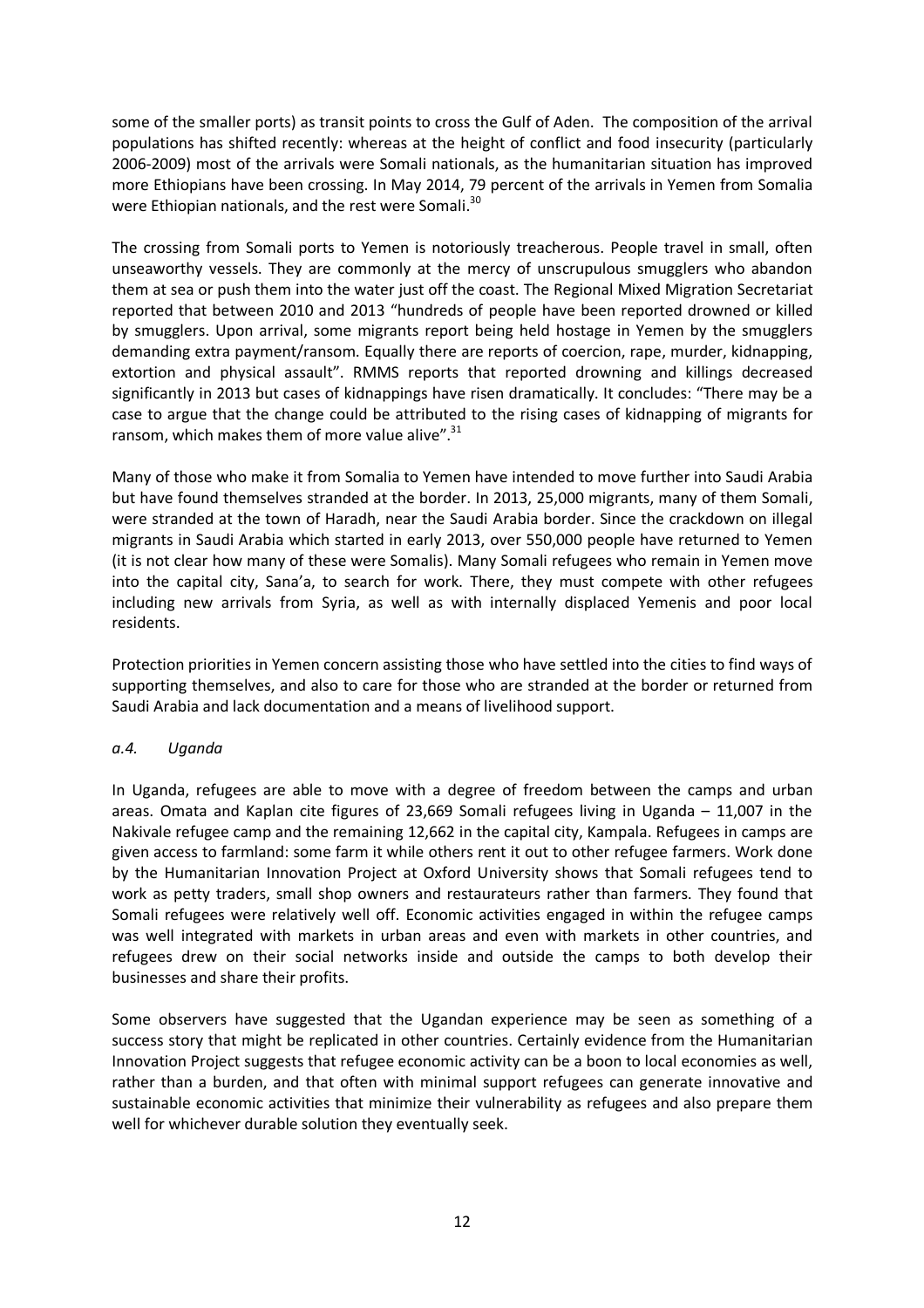some of the smaller ports) as transit points to cross the Gulf of Aden. The composition of the arrival populations has shifted recently: whereas at the height of conflict and food insecurity (particularly 2006-2009) most of the arrivals were Somali nationals, as the humanitarian situation has improved more Ethiopians have been crossing. In May 2014, 79 percent of the arrivals in Yemen from Somalia were Ethiopian nationals, and the rest were Somali.[30]

The crossing from Somali ports to Yemen is notoriously treacherous. People travel in small, often unseaworthy vessels. They are commonly at the mercy of unscrupulous smugglers who abandon them at sea or push them into the water just off the coast. The Regional Mixed Migration Secretariat reported that between 2010 and 2013 "hundreds of people have been reported drowned or killed by smugglers. Upon arrival, some migrants report being held hostage in Yemen by the smugglers demanding extra payment/ransom. Equally there are reports of coercion, rape, murder, kidnapping, extortion and physical assault". RMMS reports that reported drowning and killings decreased significantly in 2013 but cases of kidnappings have risen dramatically. It concludes: "There may be a case to argue that the change could be attributed to the rising cases of kidnapping of migrants for ransom, which makes them of more value alive".[31]

Many of those who make it from Somalia to Yemen have intended to move further into Saudi Arabia but have found themselves stranded at the border. In 2013, 25,000 migrants, many of them Somali, were stranded at the town of Haradh, near the Saudi Arabia border. Since the crackdown on illegal migrants in Saudi Arabia which started in early 2013, over 550,000 people have returned to Yemen (it is not clear how many of these were Somalis). Many Somali refugees who remain in Yemen move into the capital city, Sana'a, to search for work. There, they must compete with other refugees including new arrivals from Syria, as well as with internally displaced Yemenis and poor local residents.

Protection priorities in Yemen concern assisting those who have settled into the cities to find ways of supporting themselves, and also to care for those who are stranded at the border or returned from Saudi Arabia and lack documentation and a means of livelihood support.

#### *a.4. Uganda*

In Uganda, refugees are able to move with a degree of freedom between the camps and urban areas. Omata and Kaplan cite figures of 23,669 Somali refugees living in Uganda – 11,007 in the Nakivale refugee camp and the remaining 12,662 in the capital city, Kampala. Refugees in camps are given access to farmland: some farm it while others rent it out to other refugee farmers. Work done by the Humanitarian Innovation Project at Oxford University shows that Somali refugees tend to work as petty traders, small shop owners and restaurateurs rather than farmers. They found that Somali refugees were relatively well off. Economic activities engaged in within the refugee camps was well integrated with markets in urban areas and even with markets in other countries, and refugees drew on their social networks inside and outside the camps to both develop their businesses and share their profits.

Some observers have suggested that the Ugandan experience may be seen as something of a success story that might be replicated in other countries. Certainly evidence from the Humanitarian Innovation Project suggests that refugee economic activity can be a boon to local economies as well, rather than a burden, and that often with minimal support refugees can generate innovative and sustainable economic activities that minimize their vulnerability as refugees and also prepare them well for whichever durable solution they eventually seek.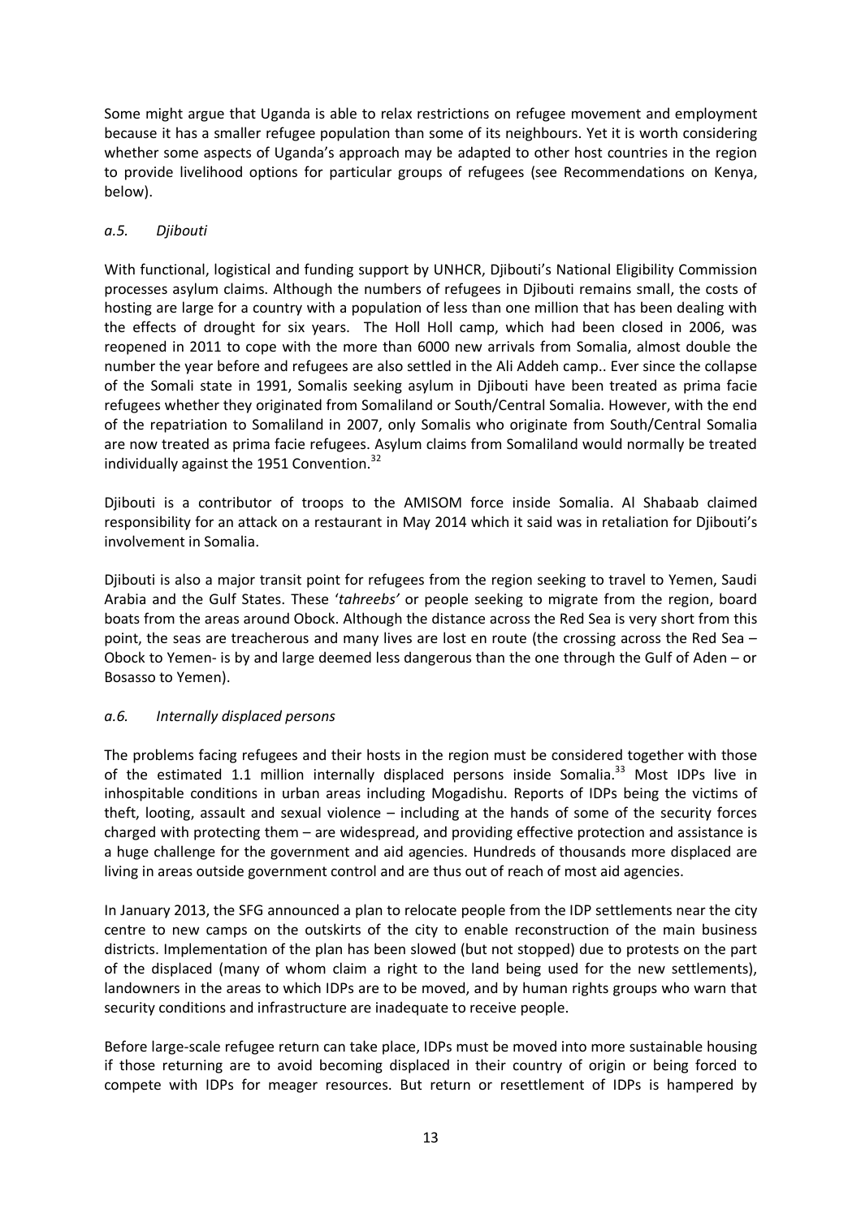Some might argue that Uganda is able to relax restrictions on refugee movement and employment because it has a smaller refugee population than some of its neighbours. Yet it is worth considering whether some aspects of Uganda's approach may be adapted to other host countries in the region to provide livelihood options for particular groups of refugees (see Recommendations on Kenya, below).

### *a.5. Djibouti*

With functional, logistical and funding support by UNHCR, Djibouti's National Eligibility Commission processes asylum claims. Although the numbers of refugees in Djibouti remains small, the costs of hosting are large for a country with a population of less than one million that has been dealing with the effects of drought for six years. The Holl Holl camp, which had been closed in 2006, was reopened in 2011 to cope with the more than 6000 new arrivals from Somalia, almost double the number the year before and refugees are also settled in the Ali Addeh camp.. Ever since the collapse of the Somali state in 1991, Somalis seeking asylum in Djibouti have been treated as prima facie refugees whether they originated from Somaliland or South/Central Somalia. However, with the end of the repatriation to Somaliland in 2007, only Somalis who originate from South/Central Somalia are now treated as prima facie refugees. Asylum claims from Somaliland would normally be treated individually against the 1951 Convention.[32]

Djibouti is a contributor of troops to the AMISOM force inside Somalia. Al Shabaab claimed responsibility for an attack on a restaurant in May 2014 which it said was in retaliation for Djibouti's involvement in Somalia.

Djibouti is also a major transit point for refugees from the region seeking to travel to Yemen, Saudi Arabia and the Gulf States. These '*tahreebs'* or people seeking to migrate from the region, board boats from the areas around Obock. Although the distance across the Red Sea is very short from this point, the seas are treacherous and many lives are lost en route (the crossing across the Red Sea – Obock to Yemen- is by and large deemed less dangerous than the one through the Gulf of Aden – or Bosasso to Yemen).

### *a.6. Internally displaced persons*

The problems facing refugees and their hosts in the region must be considered together with those of the estimated 1.1 million internally displaced persons inside Somalia.[33] Most IDPs live in inhospitable conditions in urban areas including Mogadishu. Reports of IDPs being the victims of theft, looting, assault and sexual violence – including at the hands of some of the security forces charged with protecting them – are widespread, and providing effective protection and assistance is a huge challenge for the government and aid agencies. Hundreds of thousands more displaced are living in areas outside government control and are thus out of reach of most aid agencies.

In January 2013, the SFG announced a plan to relocate people from the IDP settlements near the city centre to new camps on the outskirts of the city to enable reconstruction of the main business districts. Implementation of the plan has been slowed (but not stopped) due to protests on the part of the displaced (many of whom claim a right to the land being used for the new settlements), landowners in the areas to which IDPs are to be moved, and by human rights groups who warn that security conditions and infrastructure are inadequate to receive people.

Before large-scale refugee return can take place, IDPs must be moved into more sustainable housing if those returning are to avoid becoming displaced in their country of origin or being forced to compete with IDPs for meager resources. But return or resettlement of IDPs is hampered by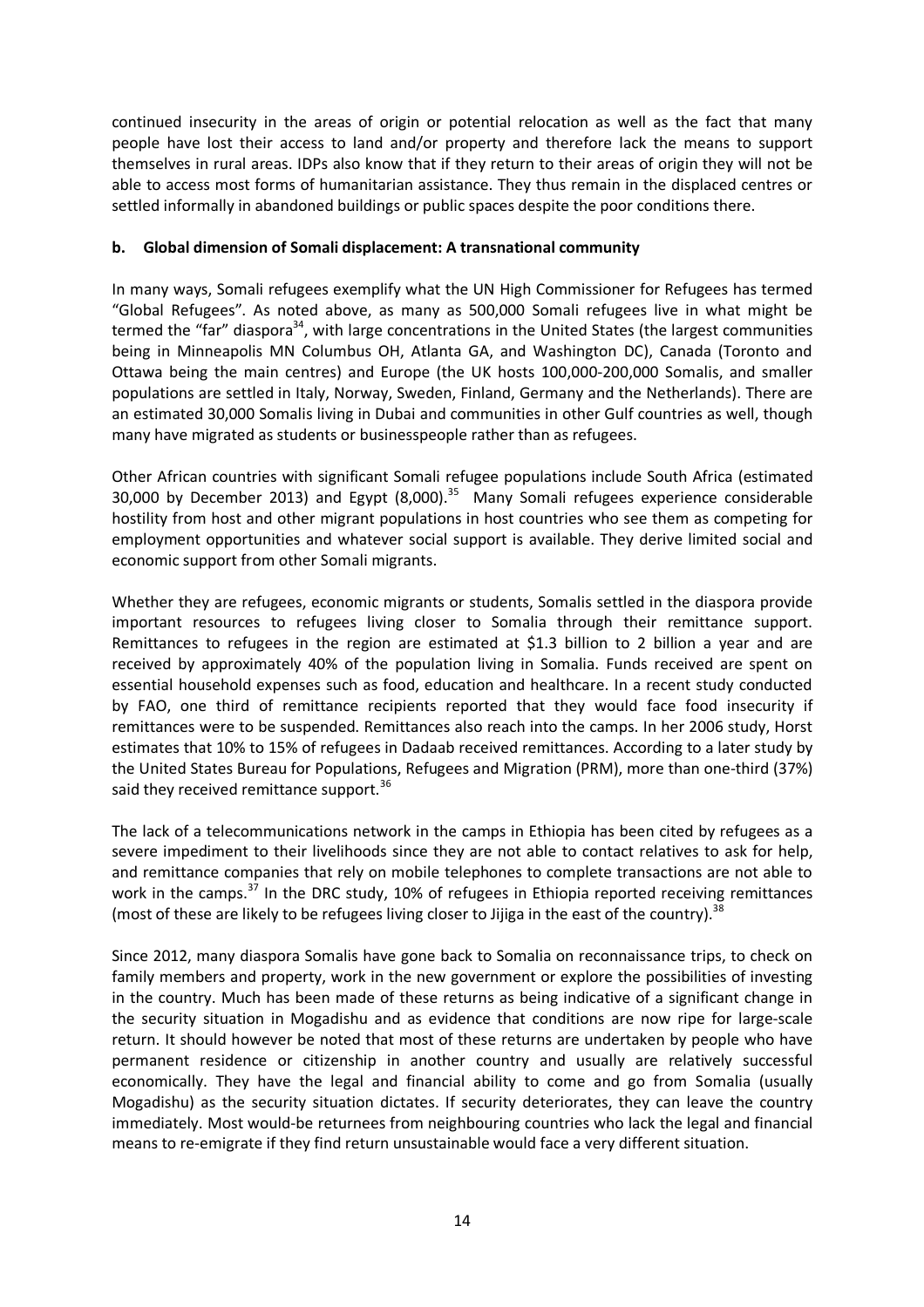continued insecurity in the areas of origin or potential relocation as well as the fact that many people have lost their access to land and/or property and therefore lack the means to support themselves in rural areas. IDPs also know that if they return to their areas of origin they will not be able to access most forms of humanitarian assistance. They thus remain in the displaced centres or settled informally in abandoned buildings or public spaces despite the poor conditions there.

### b. Global dimension of Somali displacement: A transnational community

In many ways, Somali refugees exemplify what the UN High Commissioner for Refugees has termed "Global Refugees". As noted above, as many as 500,000 Somali refugees live in what might be termed the "far" diaspora[34], with large concentrations in the United States (the largest communities being in Minneapolis MN Columbus OH, Atlanta GA, and Washington DC), Canada (Toronto and Ottawa being the main centres) and Europe (the UK hosts 100,000-200,000 Somalis, and smaller populations are settled in Italy, Norway, Sweden, Finland, Germany and the Netherlands). There are an estimated 30,000 Somalis living in Dubai and communities in other Gulf countries as well, though many have migrated as students or businesspeople rather than as refugees.

Other African countries with significant Somali refugee populations include South Africa (estimated 30,000 by December 2013) and Egypt (8,000).[35] Many Somali refugees experience considerable hostility from host and other migrant populations in host countries who see them as competing for employment opportunities and whatever social support is available. They derive limited social and economic support from other Somali migrants.

Whether they are refugees, economic migrants or students, Somalis settled in the diaspora provide important resources to refugees living closer to Somalia through their remittance support. Remittances to refugees in the region are estimated at $1.3 billion to 2 billion a year and are received by approximately 40% of the population living in Somalia. Funds received are spent on essential household expenses such as food, education and healthcare. In a recent study conducted by FAO, one third of remittance recipients reported that they would face food insecurity if remittances were to be suspended. Remittances also reach into the camps. In her 2006 study, Horst estimates that 10% to 15% of refugees in Dadaab received remittances. According to a later study by the United States Bureau for Populations, Refugees and Migration (PRM), more than one-third (37%) said they received remittance support.[36]

The lack of a telecommunications network in the camps in Ethiopia has been cited by refugees as a severe impediment to their livelihoods since they are not able to contact relatives to ask for help, and remittance companies that rely on mobile telephones to complete transactions are not able to work in the camps.[37] In the DRC study, 10% of refugees in Ethiopia reported receiving remittances (most of these are likely to be refugees living closer to Jijiga in the east of the country).[38]

Since 2012, many diaspora Somalis have gone back to Somalia on reconnaissance trips, to check on family members and property, work in the new government or explore the possibilities of investing in the country. Much has been made of these returns as being indicative of a significant change in the security situation in Mogadishu and as evidence that conditions are now ripe for large-scale return. It should however be noted that most of these returns are undertaken by people who have permanent residence or citizenship in another country and usually are relatively successful economically. They have the legal and financial ability to come and go from Somalia (usually Mogadishu) as the security situation dictates. If security deteriorates, they can leave the country immediately. Most would-be returnees from neighbouring countries who lack the legal and financial means to re-emigrate if they find return unsustainable would face a very different situation.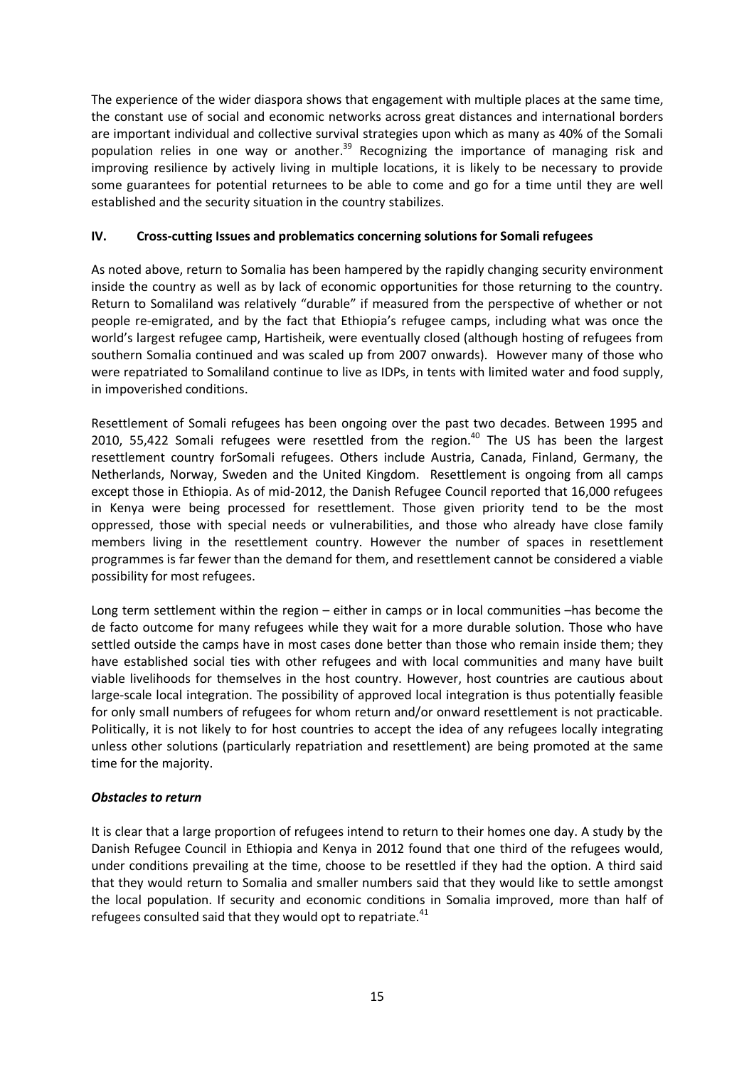The experience of the wider diaspora shows that engagement with multiple places at the same time, the constant use of social and economic networks across great distances and international borders are important individual and collective survival strategies upon which as many as 40% of the Somali population relies in one way or another.[39] Recognizing the importance of managing risk and improving resilience by actively living in multiple locations, it is likely to be necessary to provide some guarantees for potential returnees to be able to come and go for a time until they are well established and the security situation in the country stabilizes.

## IV. Cross-cutting Issues and problematics concerning solutions for Somali refugees

As noted above, return to Somalia has been hampered by the rapidly changing security environment inside the country as well as by lack of economic opportunities for those returning to the country. Return to Somaliland was relatively "durable" if measured from the perspective of whether or not people re-emigrated, and by the fact that Ethiopia's refugee camps, including what was once the world's largest refugee camp, Hartisheik, were eventually closed (although hosting of refugees from southern Somalia continued and was scaled up from 2007 onwards). However many of those who were repatriated to Somaliland continue to live as IDPs, in tents with limited water and food supply, in impoverished conditions.

Resettlement of Somali refugees has been ongoing over the past two decades. Between 1995 and 2010, 55,422 Somali refugees were resettled from the region.[40] The US has been the largest resettlement country forSomali refugees. Others include Austria, Canada, Finland, Germany, the Netherlands, Norway, Sweden and the United Kingdom. Resettlement is ongoing from all camps except those in Ethiopia. As of mid-2012, the Danish Refugee Council reported that 16,000 refugees in Kenya were being processed for resettlement. Those given priority tend to be the most oppressed, those with special needs or vulnerabilities, and those who already have close family members living in the resettlement country. However the number of spaces in resettlement programmes is far fewer than the demand for them, and resettlement cannot be considered a viable possibility for most refugees.

Long term settlement within the region – either in camps or in local communities –has become the de facto outcome for many refugees while they wait for a more durable solution. Those who have settled outside the camps have in most cases done better than those who remain inside them; they have established social ties with other refugees and with local communities and many have built viable livelihoods for themselves in the host country. However, host countries are cautious about large-scale local integration. The possibility of approved local integration is thus potentially feasible for only small numbers of refugees for whom return and/or onward resettlement is not practicable. Politically, it is not likely to for host countries to accept the idea of any refugees locally integrating unless other solutions (particularly repatriation and resettlement) are being promoted at the same time for the majority.

### *Obstacles to return*

It is clear that a large proportion of refugees intend to return to their homes one day. A study by the Danish Refugee Council in Ethiopia and Kenya in 2012 found that one third of the refugees would, under conditions prevailing at the time, choose to be resettled if they had the option. A third said that they would return to Somalia and smaller numbers said that they would like to settle amongst the local population. If security and economic conditions in Somalia improved, more than half of refugees consulted said that they would opt to repatriate.[41]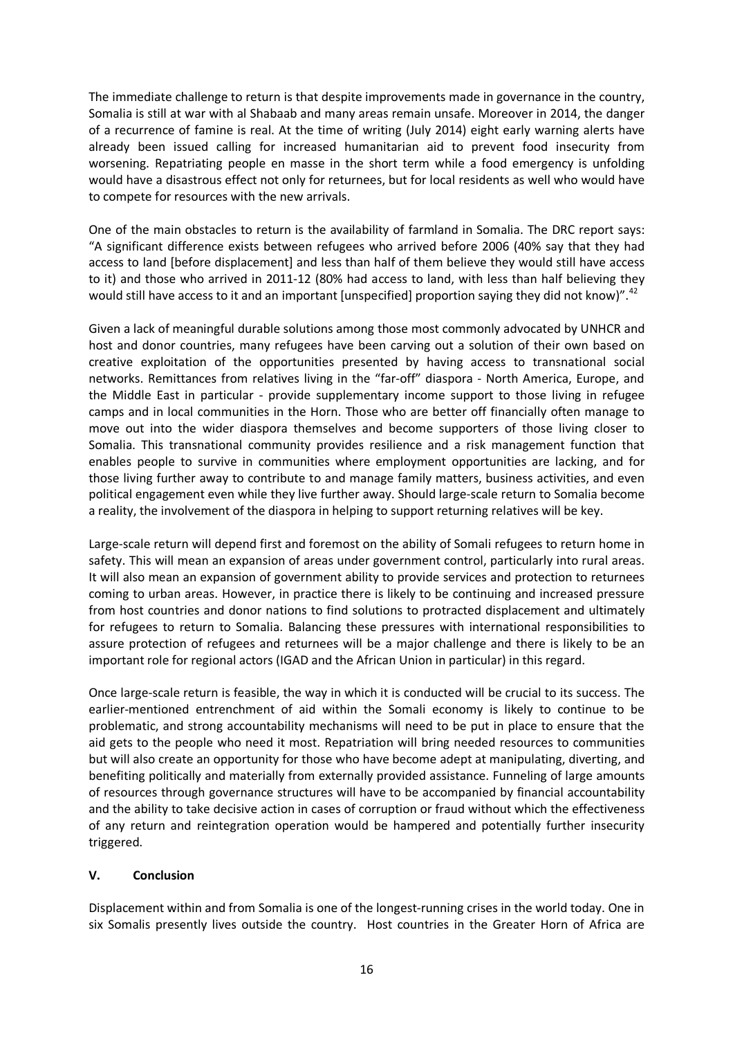The immediate challenge to return is that despite improvements made in governance in the country, Somalia is still at war with al Shabaab and many areas remain unsafe. Moreover in 2014, the danger of a recurrence of famine is real. At the time of writing (July 2014) eight early warning alerts have already been issued calling for increased humanitarian aid to prevent food insecurity from worsening. Repatriating people en masse in the short term while a food emergency is unfolding would have a disastrous effect not only for returnees, but for local residents as well who would have to compete for resources with the new arrivals.

One of the main obstacles to return is the availability of farmland in Somalia. The DRC report says: "A significant difference exists between refugees who arrived before 2006 (40% say that they had access to land [before displacement] and less than half of them believe they would still have access to it) and those who arrived in 2011-12 (80% had access to land, with less than half believing they would still have access to it and an important [unspecified] proportion saying they did not know)".[42]

Given a lack of meaningful durable solutions among those most commonly advocated by UNHCR and host and donor countries, many refugees have been carving out a solution of their own based on creative exploitation of the opportunities presented by having access to transnational social networks. Remittances from relatives living in the "far-off" diaspora - North America, Europe, and the Middle East in particular - provide supplementary income support to those living in refugee camps and in local communities in the Horn. Those who are better off financially often manage to move out into the wider diaspora themselves and become supporters of those living closer to Somalia. This transnational community provides resilience and a risk management function that enables people to survive in communities where employment opportunities are lacking, and for those living further away to contribute to and manage family matters, business activities, and even political engagement even while they live further away. Should large-scale return to Somalia become a reality, the involvement of the diaspora in helping to support returning relatives will be key.

Large-scale return will depend first and foremost on the ability of Somali refugees to return home in safety. This will mean an expansion of areas under government control, particularly into rural areas. It will also mean an expansion of government ability to provide services and protection to returnees coming to urban areas. However, in practice there is likely to be continuing and increased pressure from host countries and donor nations to find solutions to protracted displacement and ultimately for refugees to return to Somalia. Balancing these pressures with international responsibilities to assure protection of refugees and returnees will be a major challenge and there is likely to be an important role for regional actors (IGAD and the African Union in particular) in this regard.

Once large-scale return is feasible, the way in which it is conducted will be crucial to its success. The earlier-mentioned entrenchment of aid within the Somali economy is likely to continue to be problematic, and strong accountability mechanisms will need to be put in place to ensure that the aid gets to the people who need it most. Repatriation will bring needed resources to communities but will also create an opportunity for those who have become adept at manipulating, diverting, and benefiting politically and materially from externally provided assistance. Funneling of large amounts of resources through governance structures will have to be accompanied by financial accountability and the ability to take decisive action in cases of corruption or fraud without which the effectiveness of any return and reintegration operation would be hampered and potentially further insecurity triggered.

## V. Conclusion

Displacement within and from Somalia is one of the longest-running crises in the world today. One in six Somalis presently lives outside the country. Host countries in the Greater Horn of Africa are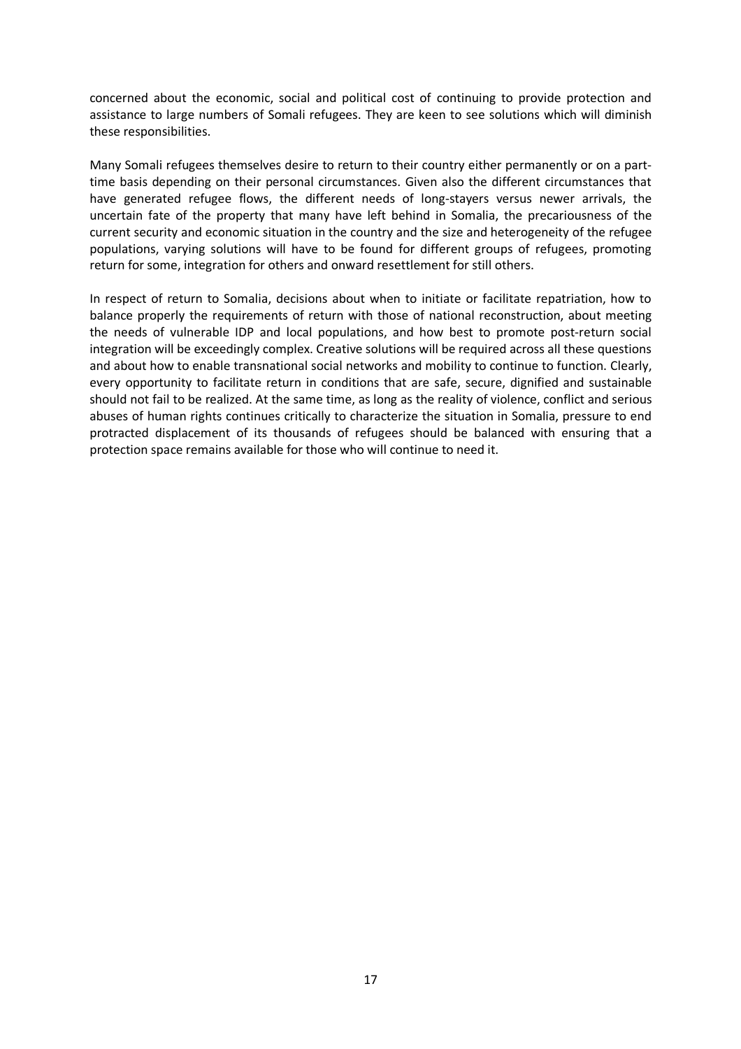concerned about the economic, social and political cost of continuing to provide protection and assistance to large numbers of Somali refugees. They are keen to see solutions which will diminish these responsibilities.

Many Somali refugees themselves desire to return to their country either permanently or on a part-time basis depending on their personal circumstances. Given also the different circumstances that have generated refugee flows, the different needs of long-stayers versus newer arrivals, the uncertain fate of the property that many have left behind in Somalia, the precariousness of the current security and economic situation in the country and the size and heterogeneity of the refugee populations, varying solutions will have to be found for different groups of refugees, promoting return for some, integration for others and onward resettlement for still others.

In respect of return to Somalia, decisions about when to initiate or facilitate repatriation, how to balance properly the requirements of return with those of national reconstruction, about meeting the needs of vulnerable IDP and local populations, and how best to promote post-return social integration will be exceedingly complex. Creative solutions will be required across all these questions and about how to enable transnational social networks and mobility to continue to function. Clearly, every opportunity to facilitate return in conditions that are safe, secure, dignified and sustainable should not fail to be realized. At the same time, as long as the reality of violence, conflict and serious abuses of human rights continues critically to characterize the situation in Somalia, pressure to end protracted displacement of its thousands of refugees should be balanced with ensuring that a protection space remains available for those who will continue to need it.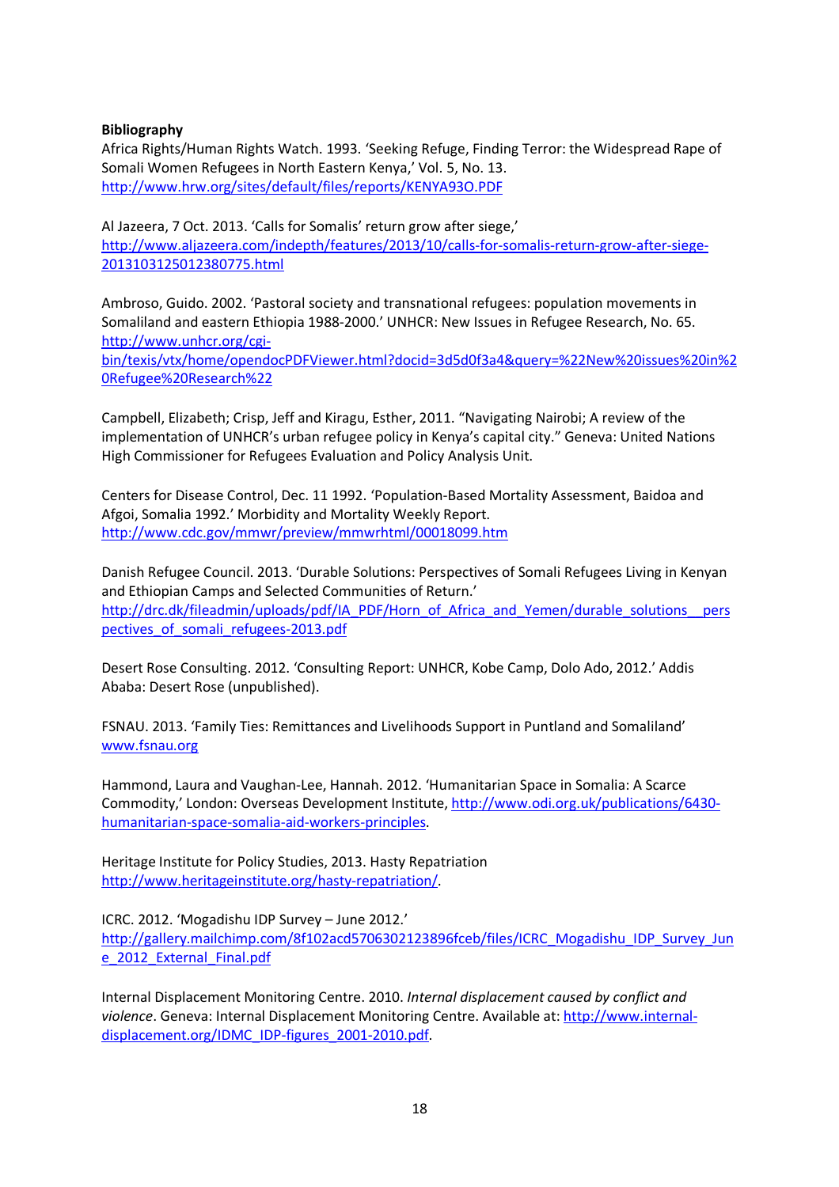**Bibliography**

Africa Rights/Human Rights Watch. 1993. 'Seeking Refuge, Finding Terror: the Widespread Rape of Somali Women Refugees in North Eastern Kenya,' Vol. 5, No. 13. http://www.hrw.org/sites/default/files/reports/KENYA93O.PDF

Al Jazeera, 7 Oct. 2013. 'Calls for Somalis' return grow after siege,' http://www.aljazeera.com/indepth/features/2013/10/calls-for-somalis-return-grow-after-siege-2013103125012380775.html

Ambroso, Guido. 2002. 'Pastoral society and transnational refugees: population movements in Somaliland and eastern Ethiopia 1988-2000.' UNHCR: New Issues in Refugee Research, No. 65. http://www.unhcr.org/cgi-bin/texis/vtx/home/opendocPDFViewer.html?docid=3d5d0f3a4&query=%22New%20issues%20in%20Refugee%20Research%22

Campbell, Elizabeth; Crisp, Jeff and Kiragu, Esther, 2011. "Navigating Nairobi; A review of the implementation of UNHCR's urban refugee policy in Kenya's capital city." Geneva: United Nations High Commissioner for Refugees Evaluation and Policy Analysis Unit.

Centers for Disease Control, Dec. 11 1992. 'Population-Based Mortality Assessment, Baidoa and Afgoi, Somalia 1992.' Morbidity and Mortality Weekly Report. http://www.cdc.gov/mmwr/preview/mmwrhtml/00018099.htm

Danish Refugee Council. 2013. 'Durable Solutions: Perspectives of Somali Refugees Living in Kenyan and Ethiopian Camps and Selected Communities of Return.' http://drc.dk/fileadmin/uploads/pdf/IA_PDF/Horn_of_Africa_and_Yemen/durable_solutions__perspectives_of_somali_refugees-2013.pdf

Desert Rose Consulting. 2012. 'Consulting Report: UNHCR, Kobe Camp, Dolo Ado, 2012.' Addis Ababa: Desert Rose (unpublished).

FSNAU. 2013. 'Family Ties: Remittances and Livelihoods Support in Puntland and Somaliland' www.fsnau.org

Hammond, Laura and Vaughan-Lee, Hannah. 2012. 'Humanitarian Space in Somalia: A Scarce Commodity,' London: Overseas Development Institute, http://www.odi.org.uk/publications/6430-humanitarian-space-somalia-aid-workers-principles.

Heritage Institute for Policy Studies, 2013. Hasty Repatriation http://www.heritageinstitute.org/hasty-repatriation/.

ICRC. 2012. 'Mogadishu IDP Survey – June 2012.' http://gallery.mailchimp.com/8f102acd5706302123896fceb/files/ICRC_Mogadishu_IDP_Survey_June_2012_External_Final.pdf

Internal Displacement Monitoring Centre. 2010. *Internal displacement caused by conflict and violence*. Geneva: Internal Displacement Monitoring Centre. Available at: http://www.internal-displacement.org/IDMC_IDP-figures_2001-2010.pdf.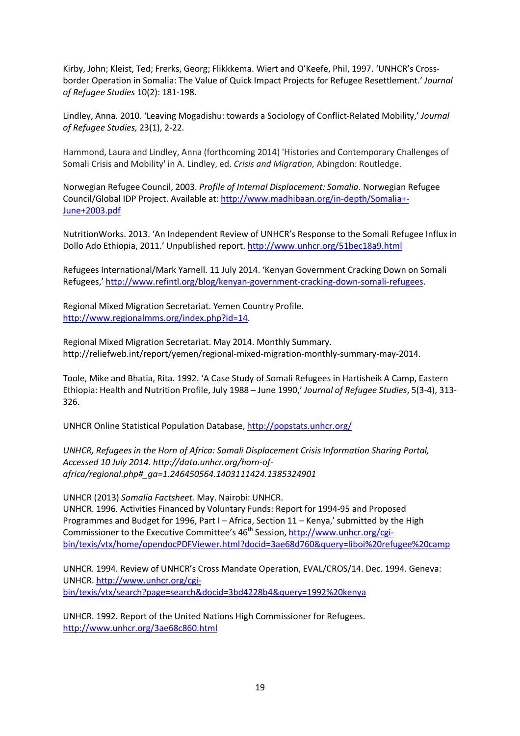Kirby, John; Kleist, Ted; Frerks, Georg; Flikkkema. Wiert and O'Keefe, Phil, 1997. 'UNHCR's Cross-border Operation in Somalia: The Value of Quick Impact Projects for Refugee Resettlement.' *Journal of Refugee Studies* 10(2): 181-198.

Lindley, Anna. 2010. 'Leaving Mogadishu: towards a Sociology of Conflict-Related Mobility,' *Journal of Refugee Studies,* 23(1), 2-22.

Hammond, Laura and Lindley, Anna (forthcoming 2014) 'Histories and Contemporary Challenges of Somali Crisis and Mobility' in A. Lindley, ed. *Crisis and Migration,* Abingdon: Routledge.

Norwegian Refugee Council, 2003. *Profile of Internal Displacement: Somalia*. Norwegian Refugee Council/Global IDP Project. Available at: [http://www.madhibaan.org/in-depth/Somalia+-June+2003.pdf](http://www.madhibaan.org/in-depth/Somalia+-June+2003.pdf)

NutritionWorks. 2013. 'An Independent Review of UNHCR's Response to the Somali Refugee Influx in Dollo Ado Ethiopia, 2011.' Unpublished report. [http://www.unhcr.org/51bec18a9.html](http://www.unhcr.org/51bec18a9.html)

Refugees International/Mark Yarnell. 11 July 2014. 'Kenyan Government Cracking Down on Somali Refugees,' [http://www.refintl.org/blog/kenyan-government-cracking-down-somali-refugees](http://www.refintl.org/blog/kenyan-government-cracking-down-somali-refugees).

Regional Mixed Migration Secretariat. Yemen Country Profile. [http://www.regionalmms.org/index.php?id=14](http://www.regionalmms.org/index.php?id=14).

Regional Mixed Migration Secretariat. May 2014. Monthly Summary. http://reliefweb.int/report/yemen/regional-mixed-migration-monthly-summary-may-2014.

Toole, Mike and Bhatia, Rita. 1992. 'A Case Study of Somali Refugees in Hartisheik A Camp, Eastern Ethiopia: Health and Nutrition Profile, July 1988 – June 1990,' *Journal of Refugee Studies*, 5(3-4), 313-326.

UNHCR Online Statistical Population Database, [http://popstats.unhcr.org/](http://popstats.unhcr.org/)

*UNHCR, Refugees in the Horn of Africa: Somali Displacement Crisis Information Sharing Portal, Accessed 10 July 2014. http://data.unhcr.org/horn-of-africa/regional.php#_ga=1.246450564.1403111424.1385324901*

UNHCR (2013) *Somalia Factsheet.* May. Nairobi: UNHCR.
UNHCR. 1996. Activities Financed by Voluntary Funds: Report for 1994-95 and Proposed Programmes and Budget for 1996, Part I – Africa, Section 11 – Kenya,' submitted by the High Commissioner to the Executive Committee's 46th Session, [http://www.unhcr.org/cgi-bin/texis/vtx/home/opendocPDFViewer.html?docid=3ae68d760&query=liboi%20refugee%20camp](http://www.unhcr.org/cgi-bin/texis/vtx/home/opendocPDFViewer.html?docid=3ae68d760&query=liboi%20refugee%20camp)

UNHCR. 1994. Review of UNHCR's Cross Mandate Operation, EVAL/CROS/14. Dec. 1994. Geneva: UNHCR. [http://www.unhcr.org/cgi-bin/texis/vtx/search?page=search&docid=3bd4228b4&query=1992%20kenya](http://www.unhcr.org/cgi-bin/texis/vtx/search?page=search&docid=3bd4228b4&query=1992%20kenya)

UNHCR. 1992. Report of the United Nations High Commissioner for Refugees. [http://www.unhcr.org/3ae68c860.html](http://www.unhcr.org/3ae68c860.html)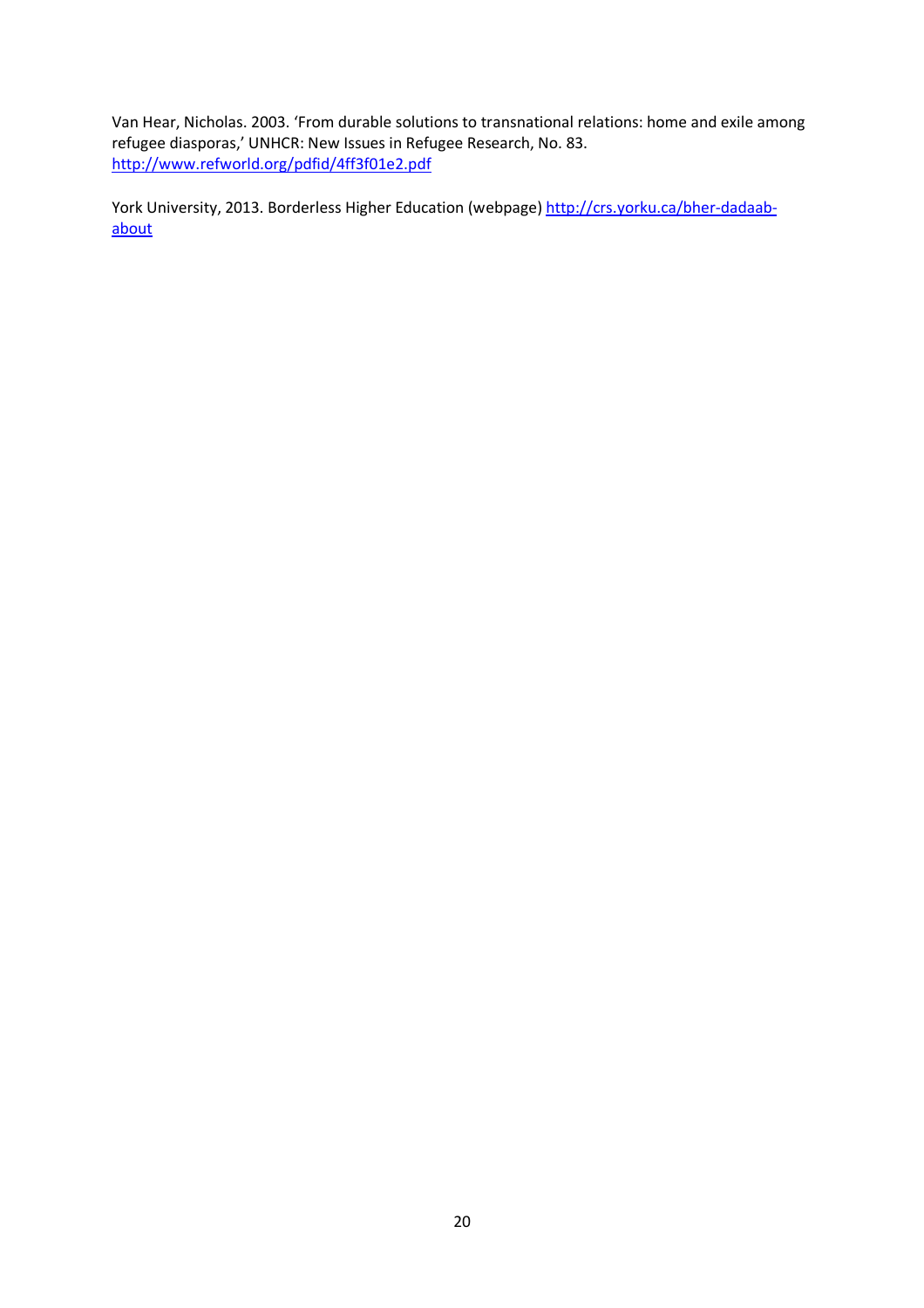Van Hear, Nicholas. 2003. 'From durable solutions to transnational relations: home and exile among refugee diasporas,' UNHCR: New Issues in Refugee Research, No. 83. http://www.refworld.org/pdfid/4ff3f01e2.pdf

York University, 2013. Borderless Higher Education (webpage) http://crs.yorku.ca/bher-dadaab-about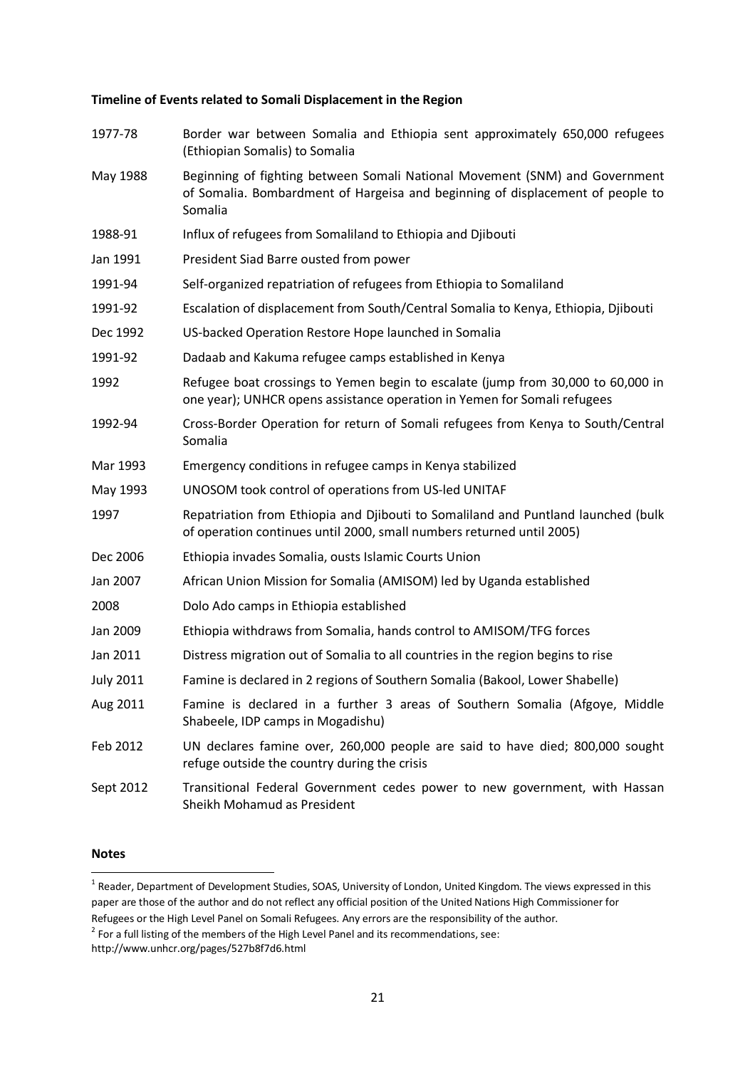**Timeline of Events related to Somali Displacement in the Region**

| | |
|---|---|
| 1977-78 | Border war between Somalia and Ethiopia sent approximately 650,000 refugees (Ethiopian Somalis) to Somalia |
| May 1988 | Beginning of fighting between Somali National Movement (SNM) and Government of Somalia. Bombardment of Hargeisa and beginning of displacement of people to Somalia |
| 1988-91 | Influx of refugees from Somaliland to Ethiopia and Djibouti |
| Jan 1991 | President Siad Barre ousted from power |
| 1991-94 | Self-organized repatriation of refugees from Ethiopia to Somaliland |
| 1991-92 | Escalation of displacement from South/Central Somalia to Kenya, Ethiopia, Djibouti |
| Dec 1992 | US-backed Operation Restore Hope launched in Somalia |
| 1991-92 | Dadaab and Kakuma refugee camps established in Kenya |
| 1992 | Refugee boat crossings to Yemen begin to escalate (jump from 30,000 to 60,000 in one year); UNHCR opens assistance operation in Yemen for Somali refugees |
| 1992-94 | Cross-Border Operation for return of Somali refugees from Kenya to South/Central Somalia |
| Mar 1993 | Emergency conditions in refugee camps in Kenya stabilized |
| May 1993 | UNOSOM took control of operations from US-led UNITAF |
| 1997 | Repatriation from Ethiopia and Djibouti to Somaliland and Puntland launched (bulk of operation continues until 2000, small numbers returned until 2005) |
| Dec 2006 | Ethiopia invades Somalia, ousts Islamic Courts Union |
| Jan 2007 | African Union Mission for Somalia (AMISOM) led by Uganda established |
| 2008 | Dolo Ado camps in Ethiopia established |
| Jan 2009 | Ethiopia withdraws from Somalia, hands control to AMISOM/TFG forces |
| Jan 2011 | Distress migration out of Somalia to all countries in the region begins to rise |
| July 2011 | Famine is declared in 2 regions of Southern Somalia (Bakool, Lower Shabelle) |
| Aug 2011 | Famine is declared in a further 3 areas of Southern Somalia (Afgoye, Middle Shabeele, IDP camps in Mogadishu) |
| Feb 2012 | UN declares famine over, 260,000 people are said to have died; 800,000 sought refuge outside the country during the crisis |
| Sept 2012 | Transitional Federal Government cedes power to new government, with Hassan Sheikh Mohamud as President |

**Notes**

[1] Reader, Department of Development Studies, SOAS, University of London, United Kingdom. The views expressed in this paper are those of the author and do not reflect any official position of the United Nations High Commissioner for Refugees or the High Level Panel on Somali Refugees. Any errors are the responsibility of the author.

[2] For a full listing of the members of the High Level Panel and its recommendations, see: http://www.unhcr.org/pages/527b8f7d6.html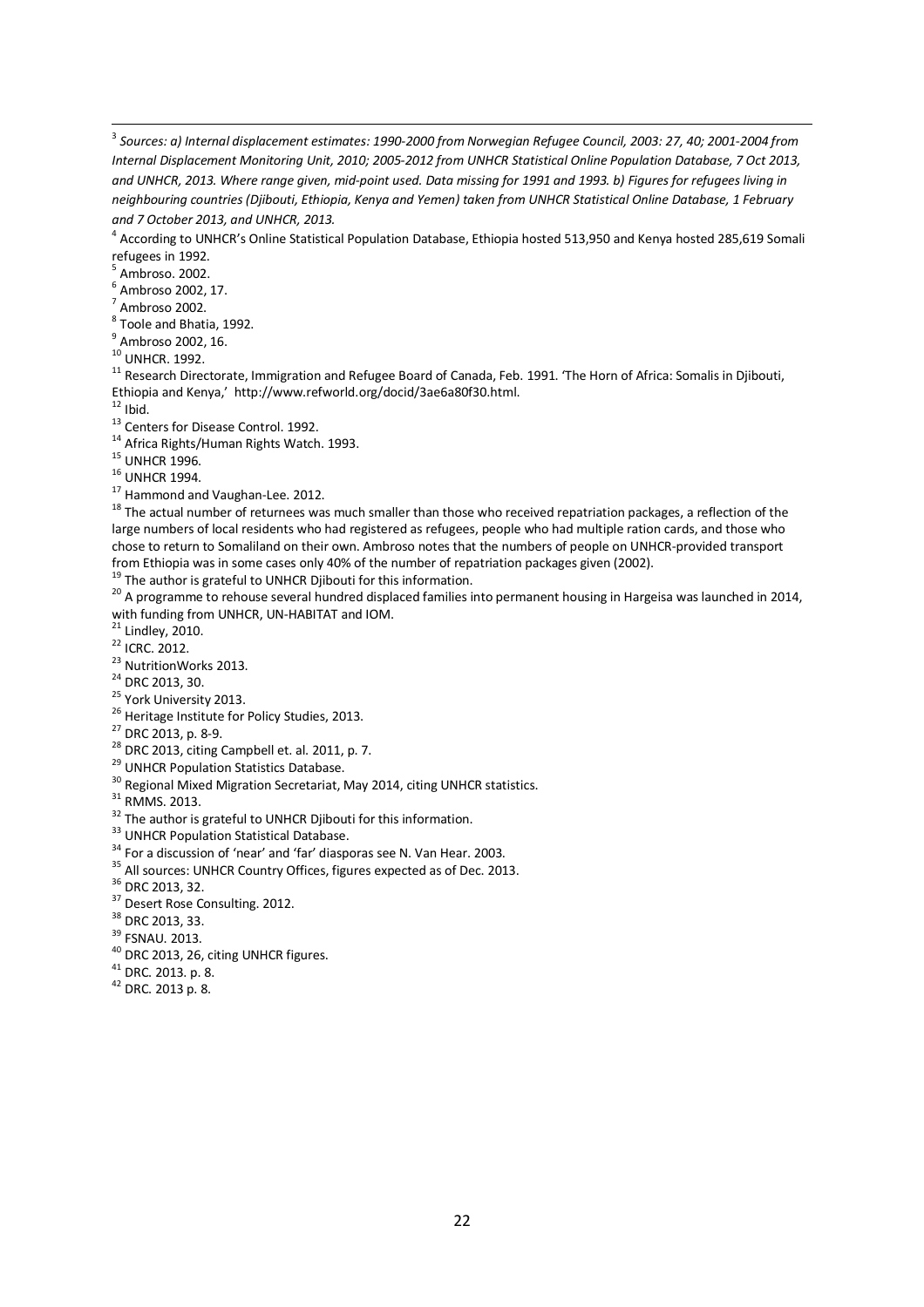[3] *Sources: a) Internal displacement estimates: 1990-2000 from Norwegian Refugee Council, 2003: 27, 40; 2001-2004 from Internal Displacement Monitoring Unit, 2010; 2005-2012 from UNHCR Statistical Online Population Database, 7 Oct 2013, and UNHCR, 2013. Where range given, mid-point used. Data missing for 1991 and 1993. b) Figures for refugees living in neighbouring countries (Djibouti, Ethiopia, Kenya and Yemen) taken from UNHCR Statistical Online Database, 1 February and 7 October 2013, and UNHCR, 2013.*

[4] According to UNHCR's Online Statistical Population Database, Ethiopia hosted 513,950 and Kenya hosted 285,619 Somali refugees in 1992.

[5] Ambroso. 2002.

[6] Ambroso 2002, 17.

[7] Ambroso 2002.

[8] Toole and Bhatia, 1992.

[9] Ambroso 2002, 16.

[10] UNHCR. 1992.

[11] Research Directorate, Immigration and Refugee Board of Canada, Feb. 1991. 'The Horn of Africa: Somalis in Djibouti, Ethiopia and Kenya,' http://www.refworld.org/docid/3ae6a80f30.html.

[12] Ibid.

[13] Centers for Disease Control. 1992.

[14] Africa Rights/Human Rights Watch. 1993.

[15] UNHCR 1996.

[16] UNHCR 1994.

[17] Hammond and Vaughan-Lee. 2012.

[18] The actual number of returnees was much smaller than those who received repatriation packages, a reflection of the large numbers of local residents who had registered as refugees, people who had multiple ration cards, and those who chose to return to Somaliland on their own. Ambroso notes that the numbers of people on UNHCR-provided transport from Ethiopia was in some cases only 40% of the number of repatriation packages given (2002).

[19] The author is grateful to UNHCR Djibouti for this information.

[20] A programme to rehouse several hundred displaced families into permanent housing in Hargeisa was launched in 2014, with funding from UNHCR, UN-HABITAT and IOM.

[21] Lindley, 2010.

[22] ICRC. 2012.

[23] NutritionWorks 2013.

[24] DRC 2013, 30.

[25] York University 2013.

[26] Heritage Institute for Policy Studies, 2013.

[27] DRC 2013, p. 8-9.

[28] DRC 2013, citing Campbell et. al. 2011, p. 7.

[29] UNHCR Population Statistics Database.

[30] Regional Mixed Migration Secretariat, May 2014, citing UNHCR statistics.

[31] RMMS. 2013.

[32] The author is grateful to UNHCR Djibouti for this information.

[33] UNHCR Population Statistical Database.

[34] For a discussion of 'near' and 'far' diasporas see N. Van Hear. 2003.

[35] All sources: UNHCR Country Offices, figures expected as of Dec. 2013.

[36] DRC 2013, 32.

[37] Desert Rose Consulting. 2012.

[38] DRC 2013, 33.

[39] FSNAU. 2013.

[40] DRC 2013, 26, citing UNHCR figures.

[41] DRC. 2013. p. 8.

[42] DRC. 2013 p. 8.